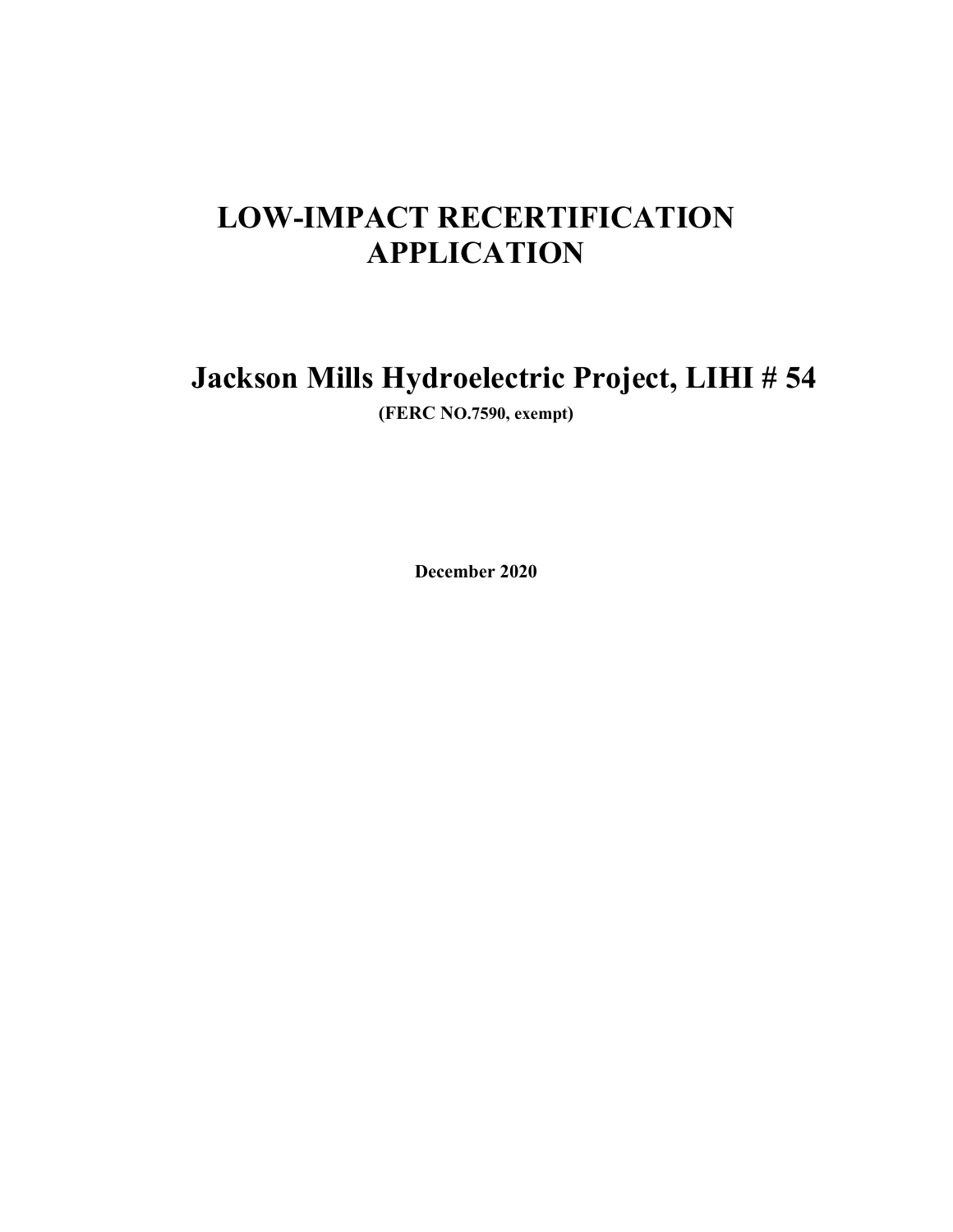# LOW-IMPACT RECERTIFICATION APPLICATION

## Jackson Mills Hydroelectric Project, LIHI # 54

**(FERC NO.7590, exempt)**

**December 2020**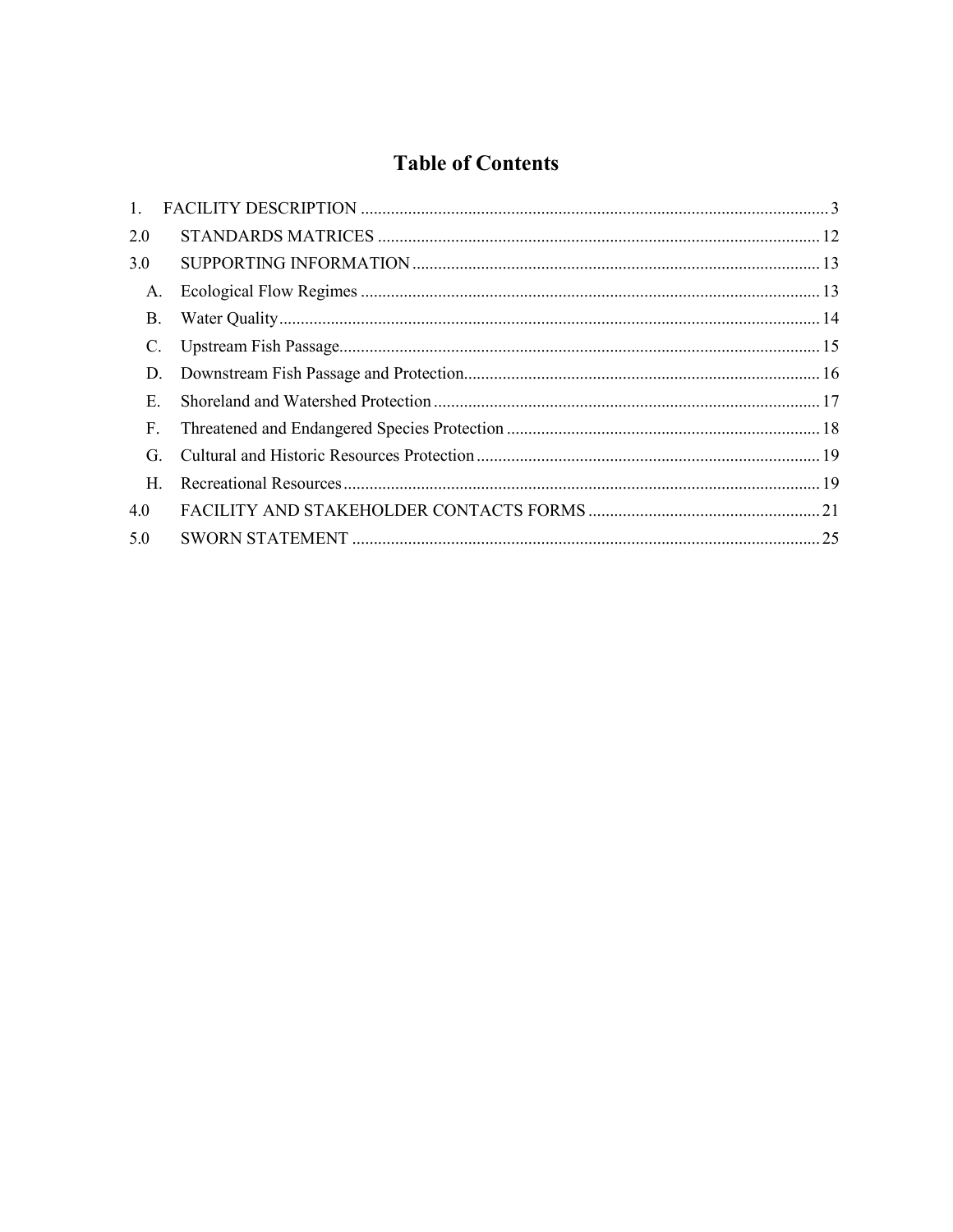# Table of Contents

1. FACILITY DESCRIPTION ........................................................................................................ 3

2.0 STANDARDS MATRICES ................................................................................................... 12

3.0 SUPPORTING INFORMATION .......................................................................................... 13

- A. Ecological Flow Regimes ...................................................................................................... 13
- B. Water Quality ......................................................................................................................... 14
- C. Upstream Fish Passage .......................................................................................................... 15
- D. Downstream Fish Passage and Protection ............................................................................. 16
- E. Shoreland and Watershed Protection ..................................................................................... 17
- F. Threatened and Endangered Species Protection .................................................................... 18
- G. Cultural and Historic Resources Protection ........................................................................... 19
- H. Recreational Resources .......................................................................................................... 19

4.0 FACILITY AND STAKEHOLDER CONTACTS FORMS ..................................................... 21

5.0 SWORN STATEMENT ......................................................................................................... 25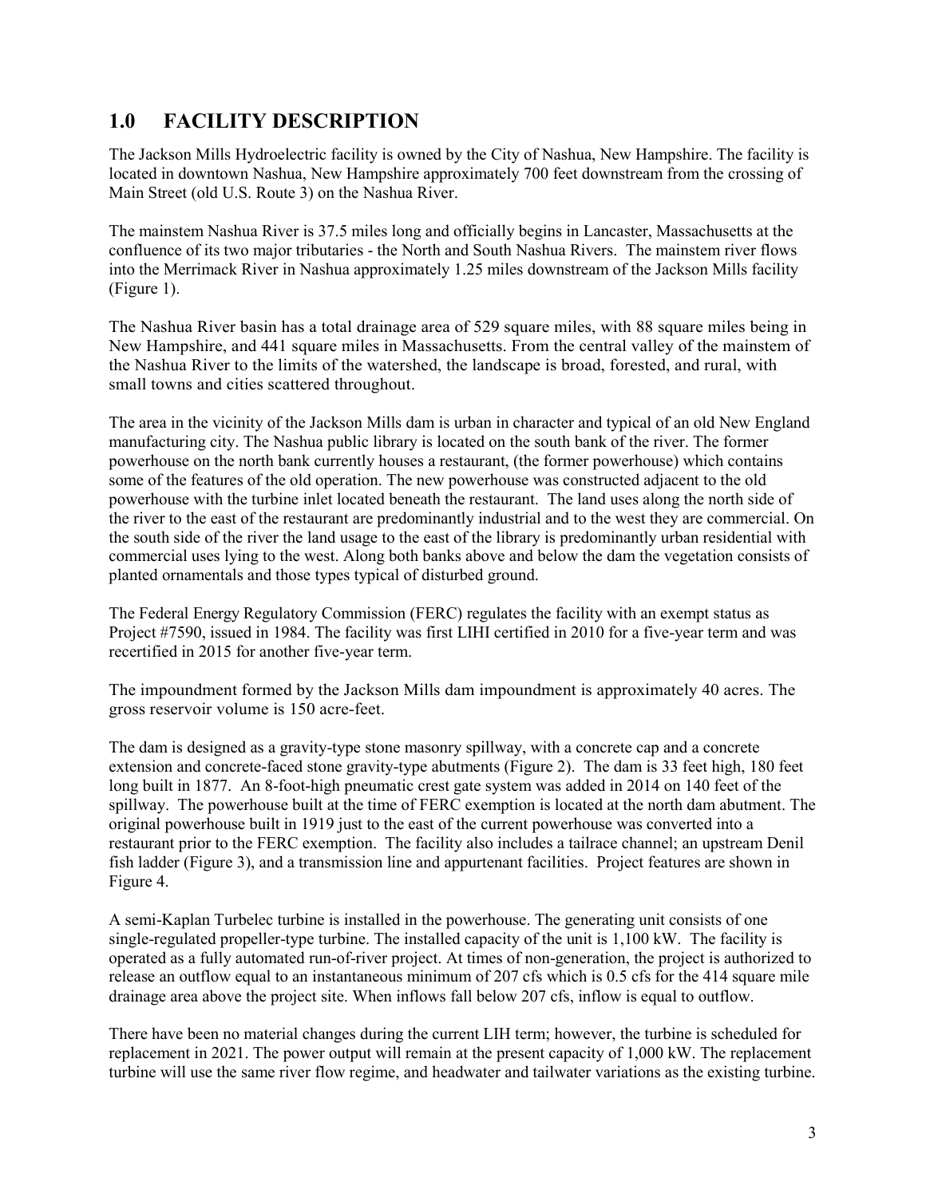## 1.0 FACILITY DESCRIPTION

The Jackson Mills Hydroelectric facility is owned by the City of Nashua, New Hampshire. The facility is located in downtown Nashua, New Hampshire approximately 700 feet downstream from the crossing of Main Street (old U.S. Route 3) on the Nashua River.

The mainstem Nashua River is 37.5 miles long and officially begins in Lancaster, Massachusetts at the confluence of its two major tributaries - the North and South Nashua Rivers. The mainstem river flows into the Merrimack River in Nashua approximately 1.25 miles downstream of the Jackson Mills facility (Figure 1).

The Nashua River basin has a total drainage area of 529 square miles, with 88 square miles being in New Hampshire, and 441 square miles in Massachusetts. From the central valley of the mainstem of the Nashua River to the limits of the watershed, the landscape is broad, forested, and rural, with small towns and cities scattered throughout.

The area in the vicinity of the Jackson Mills dam is urban in character and typical of an old New England manufacturing city. The Nashua public library is located on the south bank of the river. The former powerhouse on the north bank currently houses a restaurant, (the former powerhouse) which contains some of the features of the old operation. The new powerhouse was constructed adjacent to the old powerhouse with the turbine inlet located beneath the restaurant. The land uses along the north side of the river to the east of the restaurant are predominantly industrial and to the west they are commercial. On the south side of the river the land usage to the east of the library is predominantly urban residential with commercial uses lying to the west. Along both banks above and below the dam the vegetation consists of planted ornamentals and those types typical of disturbed ground.

The Federal Energy Regulatory Commission (FERC) regulates the facility with an exempt status as Project #7590, issued in 1984. The facility was first LIHI certified in 2010 for a five-year term and was recertified in 2015 for another five-year term.

The impoundment formed by the Jackson Mills dam impoundment is approximately 40 acres. The gross reservoir volume is 150 acre-feet.

The dam is designed as a gravity-type stone masonry spillway, with a concrete cap and a concrete extension and concrete-faced stone gravity-type abutments (Figure 2). The dam is 33 feet high, 180 feet long built in 1877. An 8-foot-high pneumatic crest gate system was added in 2014 on 140 feet of the spillway. The powerhouse built at the time of FERC exemption is located at the north dam abutment. The original powerhouse built in 1919 just to the east of the current powerhouse was converted into a restaurant prior to the FERC exemption. The facility also includes a tailrace channel; an upstream Denil fish ladder (Figure 3), and a transmission line and appurtenant facilities. Project features are shown in Figure 4.

A semi-Kaplan Turbelec turbine is installed in the powerhouse. The generating unit consists of one single-regulated propeller-type turbine. The installed capacity of the unit is 1,100 kW. The facility is operated as a fully automated run-of-river project. At times of non-generation, the project is authorized to release an outflow equal to an instantaneous minimum of 207 cfs which is 0.5 cfs for the 414 square mile drainage area above the project site. When inflows fall below 207 cfs, inflow is equal to outflow.

There have been no material changes during the current LIH term; however, the turbine is scheduled for replacement in 2021. The power output will remain at the present capacity of 1,000 kW. The replacement turbine will use the same river flow regime, and headwater and tailwater variations as the existing turbine.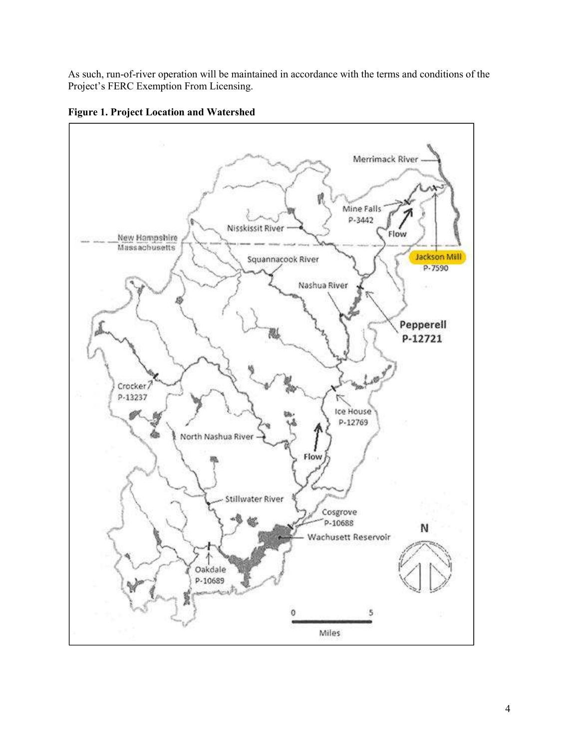As such, run-of-river operation will be maintained in accordance with the terms and conditions of the Project's FERC Exemption From Licensing.

**Figure 1. Project Location and Watershed**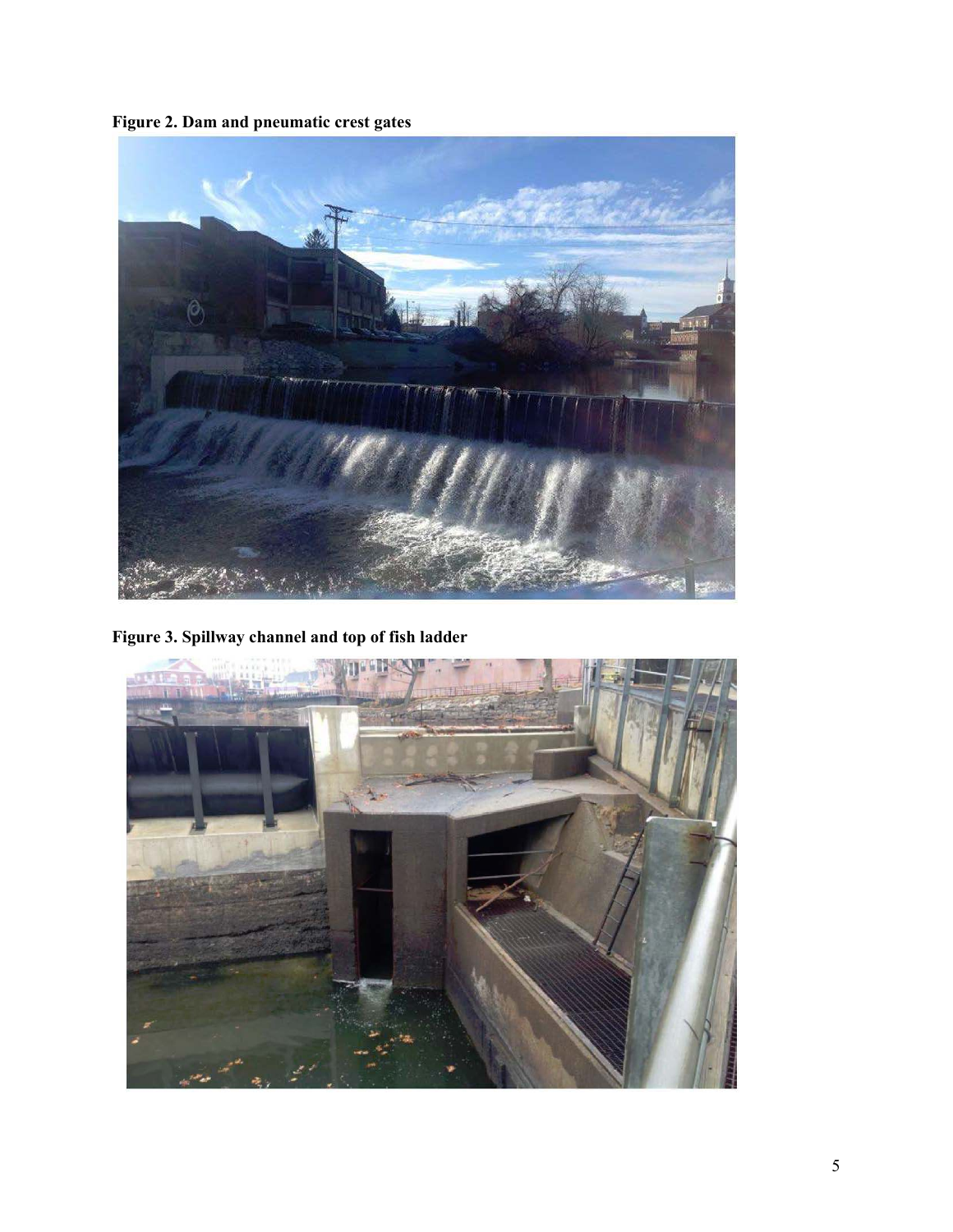**Figure 2. Dam and pneumatic crest gates**

**Figure 3. Spillway channel and top of fish ladder**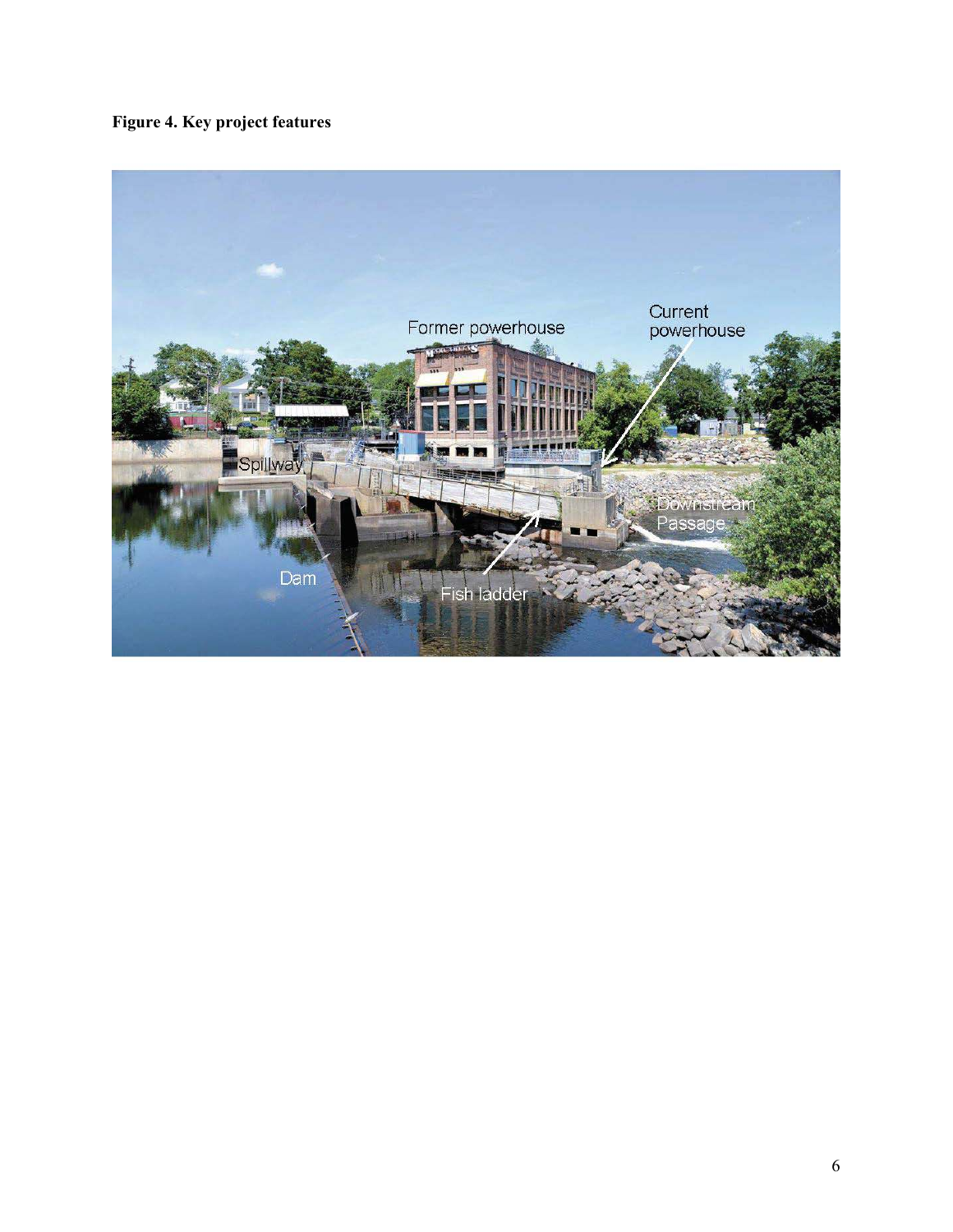**Figure 4. Key project features**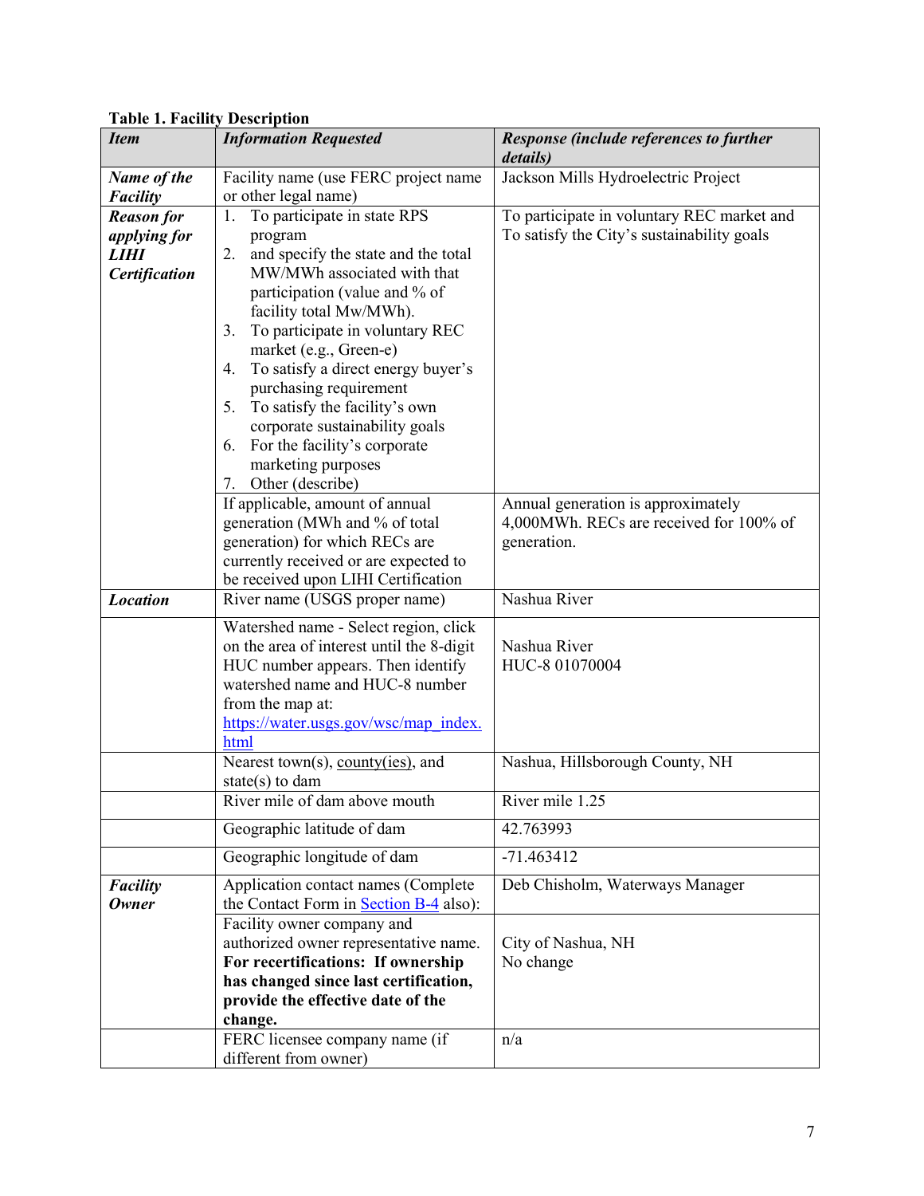**Table 1. Facility Description**

| *Item* | *Information Requested* | *Response (include references to further details)* |
|---|---|---|
| ***Name of the Facility*** | Facility name (use FERC project name or other legal name) | Jackson Mills Hydroelectric Project |
| ***Reason for applying for LIHI Certification*** | 1. To participate in state RPS program<br>2. and specify the state and the total MW/MWh associated with that participation (value and % of facility total Mw/MWh).<br>3. To participate in voluntary REC market (e.g., Green-e)<br>4. To satisfy a direct energy buyer's purchasing requirement<br>5. To satisfy the facility's own corporate sustainability goals<br>6. For the facility's corporate marketing purposes<br>7. Other (describe) | To participate in voluntary REC market and To satisfy the City's sustainability goals |
| | If applicable, amount of annual generation (MWh and % of total generation) for which RECs are currently received or are expected to be received upon LIHI Certification | Annual generation is approximately 4,000MWh. RECs are received for 100% of generation. |
| ***Location*** | River name (USGS proper name) | Nashua River |
| | Watershed name - Select region, click on the area of interest until the 8-digit HUC number appears. Then identify watershed name and HUC-8 number from the map at: [https://water.usgs.gov/wsc/map_index.html](https://water.usgs.gov/wsc/map_index.html) | Nashua River<br>HUC-8 01070004 |
| | Nearest town(s), county(ies), and state(s) to dam | Nashua, Hillsborough County, NH |
| | River mile of dam above mouth | River mile 1.25 |
| | Geographic latitude of dam | 42.763993 |
| | Geographic longitude of dam | -71.463412 |
| ***Facility Owner*** | Application contact names (Complete the Contact Form in Section B-4 also): | Deb Chisholm, Waterways Manager |
| | Facility owner company and authorized owner representative name. **For recertifications: If ownership has changed since last certification, provide the effective date of the change.** | City of Nashua, NH<br>No change |
| | FERC licensee company name (if different from owner) | n/a |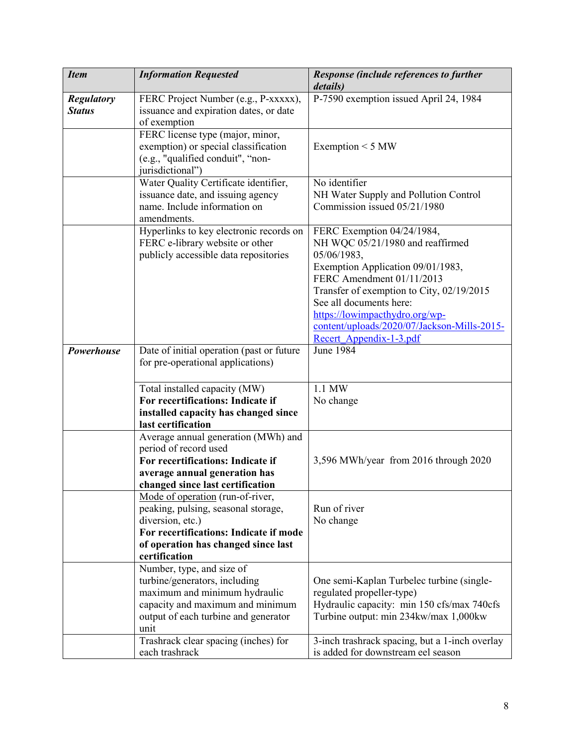| *Item* | *Information Requested* | *Response (include references to further details)* |
|---|---|---|
| *Regulatory Status* | FERC Project Number (e.g., P-xxxxx), issuance and expiration dates, or date of exemption | P-7590 exemption issued April 24, 1984 |
| | FERC license type (major, minor, exemption) or special classification (e.g., "qualified conduit", "non-jurisdictional") | Exemption < 5 MW |
| | Water Quality Certificate identifier, issuance date, and issuing agency name. Include information on amendments. | No identifier<br>NH Water Supply and Pollution Control Commission issued 05/21/1980 |
| | Hyperlinks to key electronic records on FERC e-library website or other publicly accessible data repositories | FERC Exemption 04/24/1984,<br>NH WQC 05/21/1980 and reaffirmed 05/06/1983,<br>Exemption Application 09/01/1983,<br>FERC Amendment 01/11/2013<br>Transfer of exemption to City, 02/19/2015<br>See all documents here: [https://lowimpacthydro.org/wp-content/uploads/2020/07/Jackson-Mills-2015-Recert_Appendix-1-3.pdf](https://lowimpacthydro.org/wp-content/uploads/2020/07/Jackson-Mills-2015-Recert_Appendix-1-3.pdf) |
| *Powerhouse* | Date of initial operation (past or future for pre-operational applications) | June 1984 |
| | Total installed capacity (MW)<br>**For recertifications: Indicate if installed capacity has changed since last certification** | 1.1 MW<br>No change |
| | Average annual generation (MWh) and period of record used<br>**For recertifications: Indicate if average annual generation has changed since last certification** | 3,596 MWh/year from 2016 through 2020 |
| | Mode of operation (run-of-river, peaking, pulsing, seasonal storage, diversion, etc.)<br>**For recertifications: Indicate if mode of operation has changed since last certification** | Run of river<br>No change |
| | Number, type, and size of turbine/generators, including maximum and minimum hydraulic capacity and maximum and minimum output of each turbine and generator unit | One semi-Kaplan Turbelec turbine (single-regulated propeller-type)<br>Hydraulic capacity: min 150 cfs/max 740cfs<br>Turbine output: min 234kw/max 1,000kw |
| | Trashrack clear spacing (inches) for each trashrack | 3-inch trashrack spacing, but a 1-inch overlay is added for downstream eel season |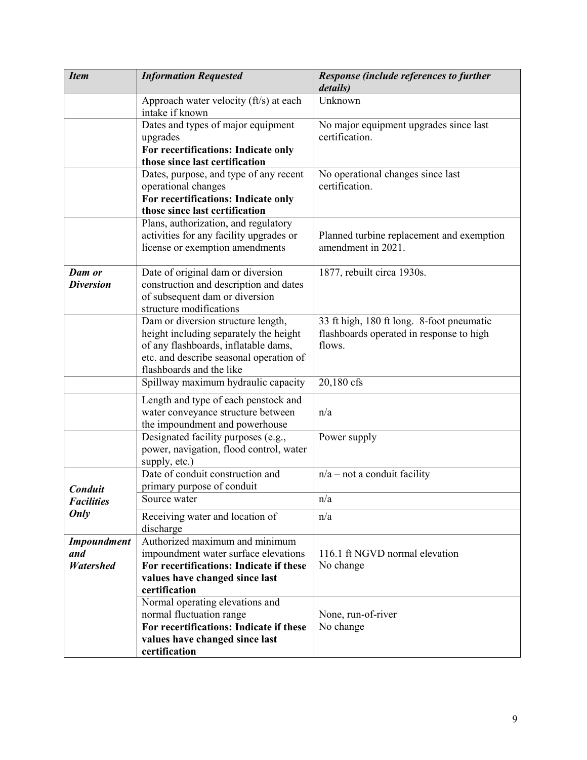| *Item* | *Information Requested* | *Response (include references to further details)* |
|---|---|---|
| | Approach water velocity (ft/s) at each intake if known | Unknown |
| | Dates and types of major equipment upgrades **For recertifications: Indicate only those since last certification** | No major equipment upgrades since last certification. |
| | Dates, purpose, and type of any recent operational changes **For recertifications: Indicate only those since last certification** | No operational changes since last certification. |
| | Plans, authorization, and regulatory activities for any facility upgrades or license or exemption amendments | Planned turbine replacement and exemption amendment in 2021. |
| ***Dam or Diversion*** | Date of original dam or diversion construction and description and dates of subsequent dam or diversion structure modifications | 1877, rebuilt circa 1930s. |
| | Dam or diversion structure length, height including separately the height of any flashboards, inflatable dams, etc. and describe seasonal operation of flashboards and the like | 33 ft high, 180 ft long. 8-foot pneumatic flashboards operated in response to high flows. |
| | Spillway maximum hydraulic capacity | 20,180 cfs |
| | Length and type of each penstock and water conveyance structure between the impoundment and powerhouse | n/a |
| | Designated facility purposes (e.g., power, navigation, flood control, water supply, etc.) | Power supply |
| ***Conduit Facilities Only*** | Date of conduit construction and primary purpose of conduit | n/a – not a conduit facility |
| | Source water | n/a |
| | Receiving water and location of discharge | n/a |
| ***Impoundment and Watershed*** | Authorized maximum and minimum impoundment water surface elevations **For recertifications: Indicate if these values have changed since last certification** | 116.1 ft NGVD normal elevation<br>No change |
| | Normal operating elevations and normal fluctuation range **For recertifications: Indicate if these values have changed since last certification** | None, run-of-river<br>No change |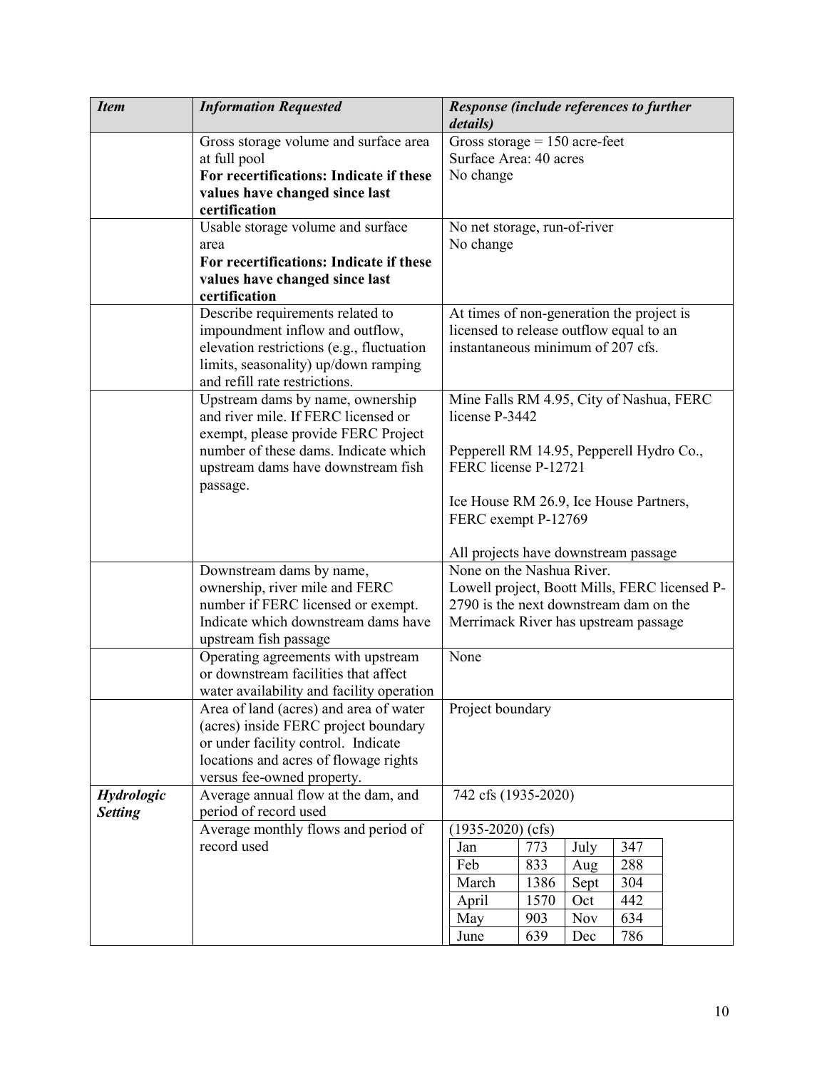| *Item* | *Information Requested* | *Response (include references to further details)* |
|---|---|---|
| | Gross storage volume and surface area at full pool<br>**For recertifications: Indicate if these values have changed since last certification** | Gross storage = 150 acre-feet<br>Surface Area: 40 acres<br>No change |
| | Usable storage volume and surface area<br>**For recertifications: Indicate if these values have changed since last certification** | No net storage, run-of-river<br>No change |
| | Describe requirements related to impoundment inflow and outflow, elevation restrictions (e.g., fluctuation limits, seasonality) up/down ramping and refill rate restrictions. | At times of non-generation the project is licensed to release outflow equal to an instantaneous minimum of 207 cfs. |
| | Upstream dams by name, ownership and river mile. If FERC licensed or exempt, please provide FERC Project number of these dams. Indicate which upstream dams have downstream fish passage. | Mine Falls RM 4.95, City of Nashua, FERC license P-3442<br><br>Pepperell RM 14.95, Pepperell Hydro Co., FERC license P-12721<br><br>Ice House RM 26.9, Ice House Partners, FERC exempt P-12769<br><br>All projects have downstream passage |
| | Downstream dams by name, ownership, river mile and FERC number if FERC licensed or exempt. Indicate which downstream dams have upstream fish passage | None on the Nashua River.<br>Lowell project, Boott Mills, FERC licensed P-2790 is the next downstream dam on the Merrimack River has upstream passage |
| | Operating agreements with upstream or downstream facilities that affect water availability and facility operation | None |
| | Area of land (acres) and area of water (acres) inside FERC project boundary or under facility control. Indicate locations and acres of flowage rights versus fee-owned property. | Project boundary |
| ***Hydrologic Setting*** | Average annual flow at the dam, and period of record used | 742 cfs (1935-2020) |
| | Average monthly flows and period of record used | (1935-2020) (cfs)<br>Jan 773 / July 347<br>Feb 833 / Aug 288<br>March 1386 / Sept 304<br>April 1570 / Oct 442<br>May 903 / Nov 634<br>June 639 / Dec 786 |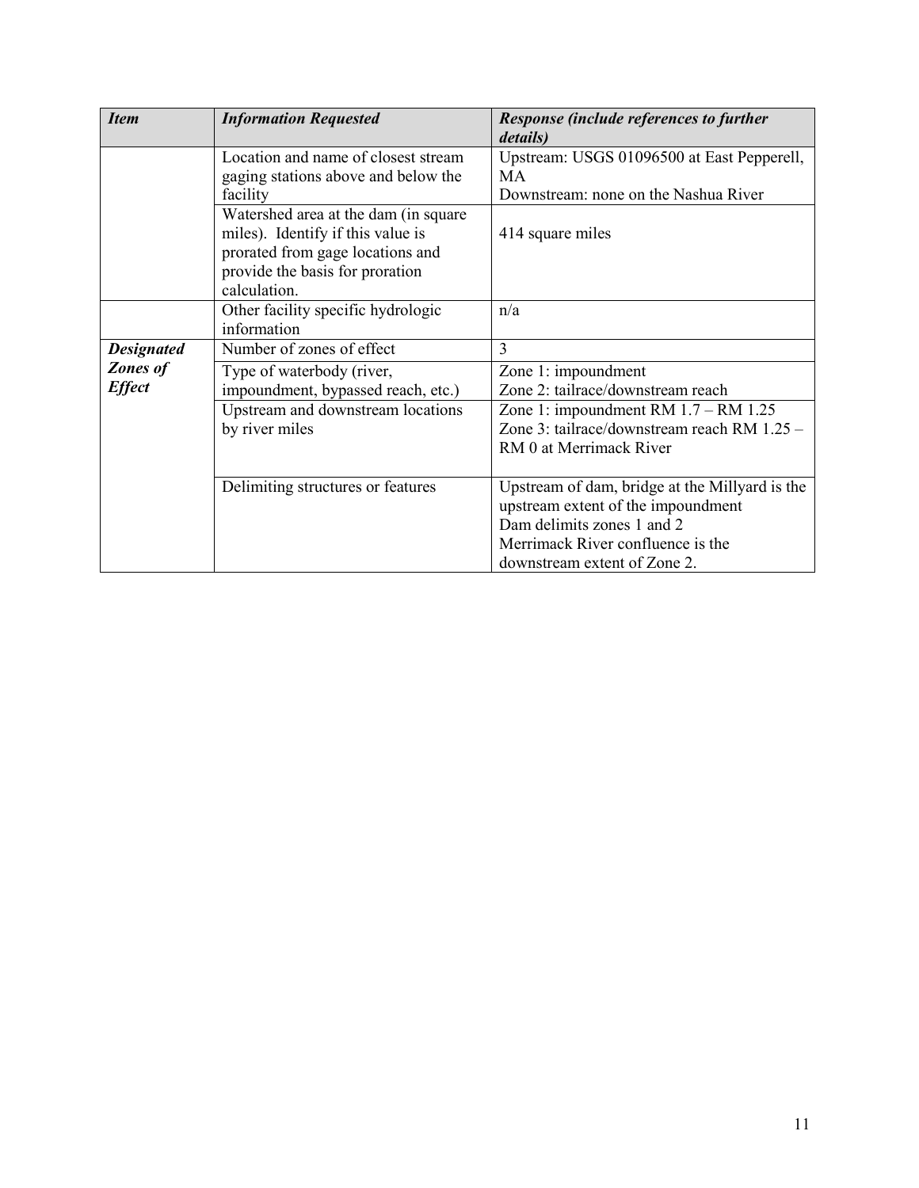| *Item* | *Information Requested* | *Response (include references to further details)* |
| --- | --- | --- |
| | Location and name of closest stream gaging stations above and below the facility | Upstream: USGS 01096500 at East Pepperell, MA<br>Downstream: none on the Nashua River |
| | Watershed area at the dam (in square miles). Identify if this value is prorated from gage locations and provide the basis for proration calculation. | 414 square miles |
| | Other facility specific hydrologic information | n/a |
| ***Designated Zones of Effect*** | Number of zones of effect | 3 |
| | Type of waterbody (river, impoundment, bypassed reach, etc.) | Zone 1: impoundment<br>Zone 2: tailrace/downstream reach |
| | Upstream and downstream locations by river miles | Zone 1: impoundment RM 1.7 – RM 1.25<br>Zone 3: tailrace/downstream reach RM 1.25 – RM 0 at Merrimack River |
| | Delimiting structures or features | Upstream of dam, bridge at the Millyard is the upstream extent of the impoundment<br>Dam delimits zones 1 and 2<br>Merrimack River confluence is the downstream extent of Zone 2. |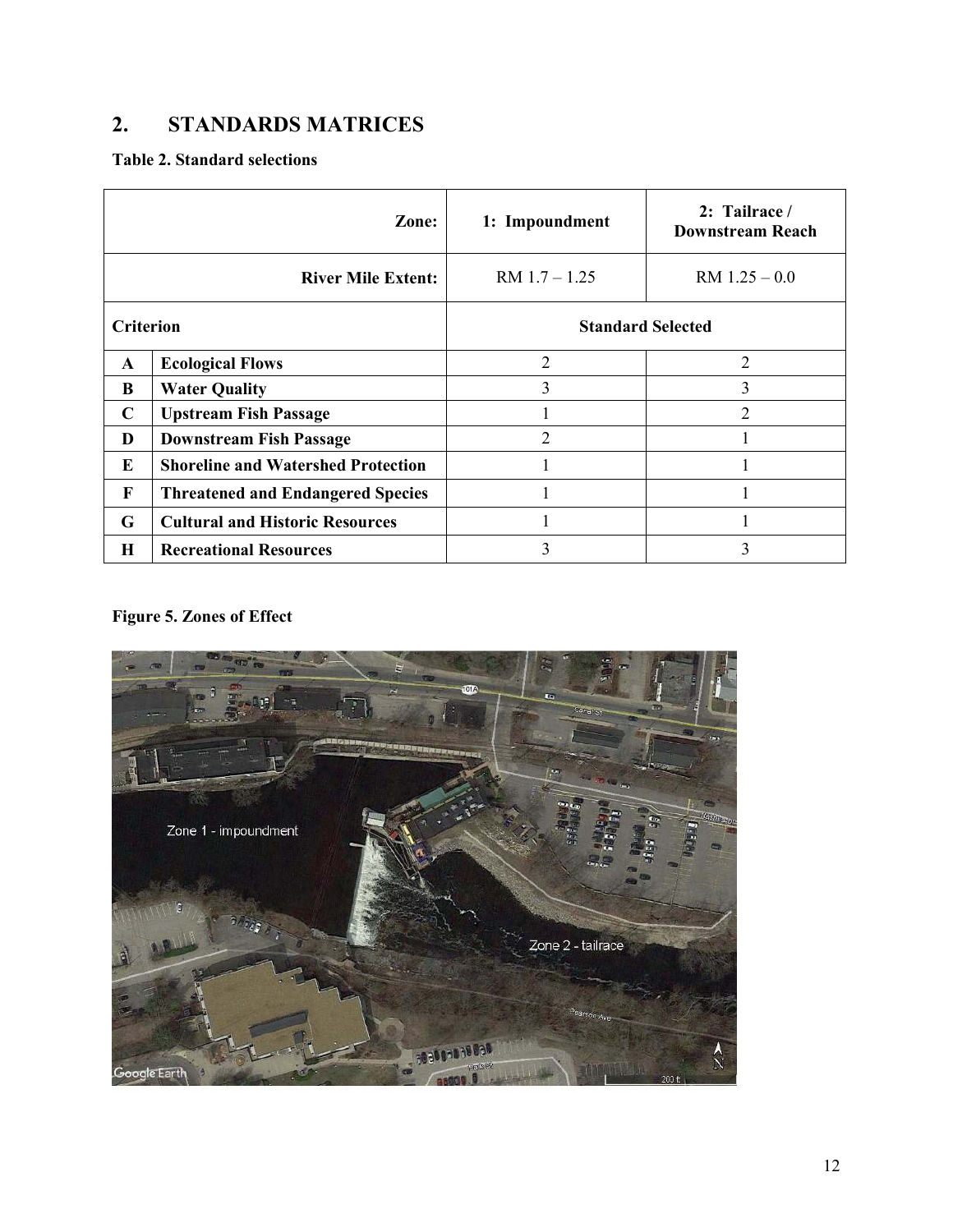## 2. STANDARDS MATRICES

**Table 2. Standard selections**

| | Zone: | 1: Impoundment | 2: Tailrace / Downstream Reach |
|---|---|---|---|
| | **River Mile Extent:** | RM 1.7 – 1.25 | RM 1.25 – 0.0 |
| **Criterion** | | **Standard Selected** | |
| **A** | **Ecological Flows** | 2 | 2 |
| **B** | **Water Quality** | 3 | 3 |
| **C** | **Upstream Fish Passage** | 1 | 2 |
| **D** | **Downstream Fish Passage** | 2 | 1 |
| **E** | **Shoreline and Watershed Protection** | 1 | 1 |
| **F** | **Threatened and Endangered Species** | 1 | 1 |
| **G** | **Cultural and Historic Resources** | 1 | 1 |
| **H** | **Recreational Resources** | 3 | 3 |

**Figure 5. Zones of Effect**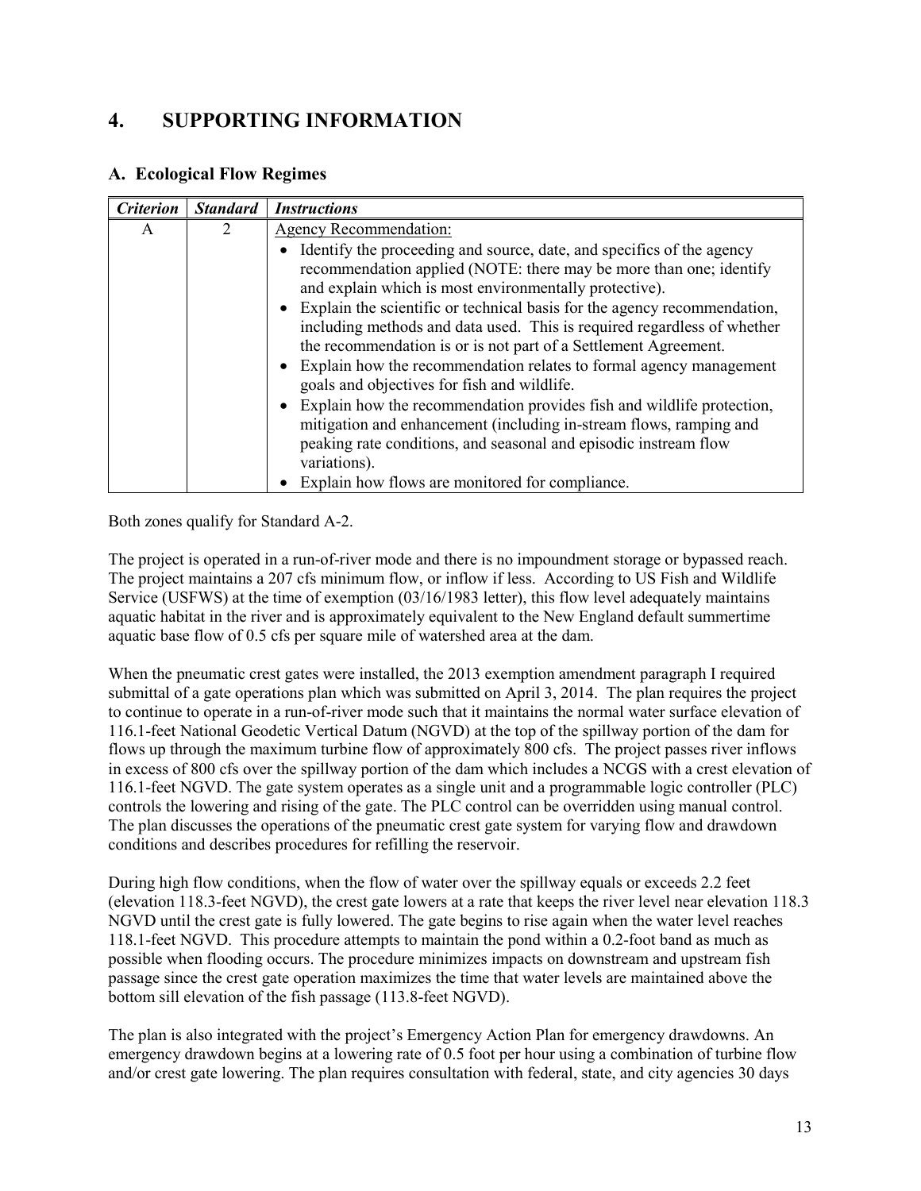# 4. SUPPORTING INFORMATION

## A. Ecological Flow Regimes

| *Criterion* | *Standard* | *Instructions* |
|---|---|---|
| A | 2 | Agency Recommendation:<br>• Identify the proceeding and source, date, and specifics of the agency recommendation applied (NOTE: there may be more than one; identify and explain which is most environmentally protective).<br>• Explain the scientific or technical basis for the agency recommendation, including methods and data used. This is required regardless of whether the recommendation is or is not part of a Settlement Agreement.<br>• Explain how the recommendation relates to formal agency management goals and objectives for fish and wildlife.<br>• Explain how the recommendation provides fish and wildlife protection, mitigation and enhancement (including in-stream flows, ramping and peaking rate conditions, and seasonal and episodic instream flow variations).<br>• Explain how flows are monitored for compliance. |

Both zones qualify for Standard A-2.

The project is operated in a run-of-river mode and there is no impoundment storage or bypassed reach. The project maintains a 207 cfs minimum flow, or inflow if less. According to US Fish and Wildlife Service (USFWS) at the time of exemption (03/16/1983 letter), this flow level adequately maintains aquatic habitat in the river and is approximately equivalent to the New England default summertime aquatic base flow of 0.5 cfs per square mile of watershed area at the dam.

When the pneumatic crest gates were installed, the 2013 exemption amendment paragraph I required submittal of a gate operations plan which was submitted on April 3, 2014. The plan requires the project to continue to operate in a run-of-river mode such that it maintains the normal water surface elevation of 116.1-feet National Geodetic Vertical Datum (NGVD) at the top of the spillway portion of the dam for flows up through the maximum turbine flow of approximately 800 cfs. The project passes river inflows in excess of 800 cfs over the spillway portion of the dam which includes a NCGS with a crest elevation of 116.1-feet NGVD. The gate system operates as a single unit and a programmable logic controller (PLC) controls the lowering and rising of the gate. The PLC control can be overridden using manual control. The plan discusses the operations of the pneumatic crest gate system for varying flow and drawdown conditions and describes procedures for refilling the reservoir.

During high flow conditions, when the flow of water over the spillway equals or exceeds 2.2 feet (elevation 118.3-feet NGVD), the crest gate lowers at a rate that keeps the river level near elevation 118.3 NGVD until the crest gate is fully lowered. The gate begins to rise again when the water level reaches 118.1-feet NGVD. This procedure attempts to maintain the pond within a 0.2-foot band as much as possible when flooding occurs. The procedure minimizes impacts on downstream and upstream fish passage since the crest gate operation maximizes the time that water levels are maintained above the bottom sill elevation of the fish passage (113.8-feet NGVD).

The plan is also integrated with the project's Emergency Action Plan for emergency drawdowns. An emergency drawdown begins at a lowering rate of 0.5 foot per hour using a combination of turbine flow and/or crest gate lowering. The plan requires consultation with federal, state, and city agencies 30 days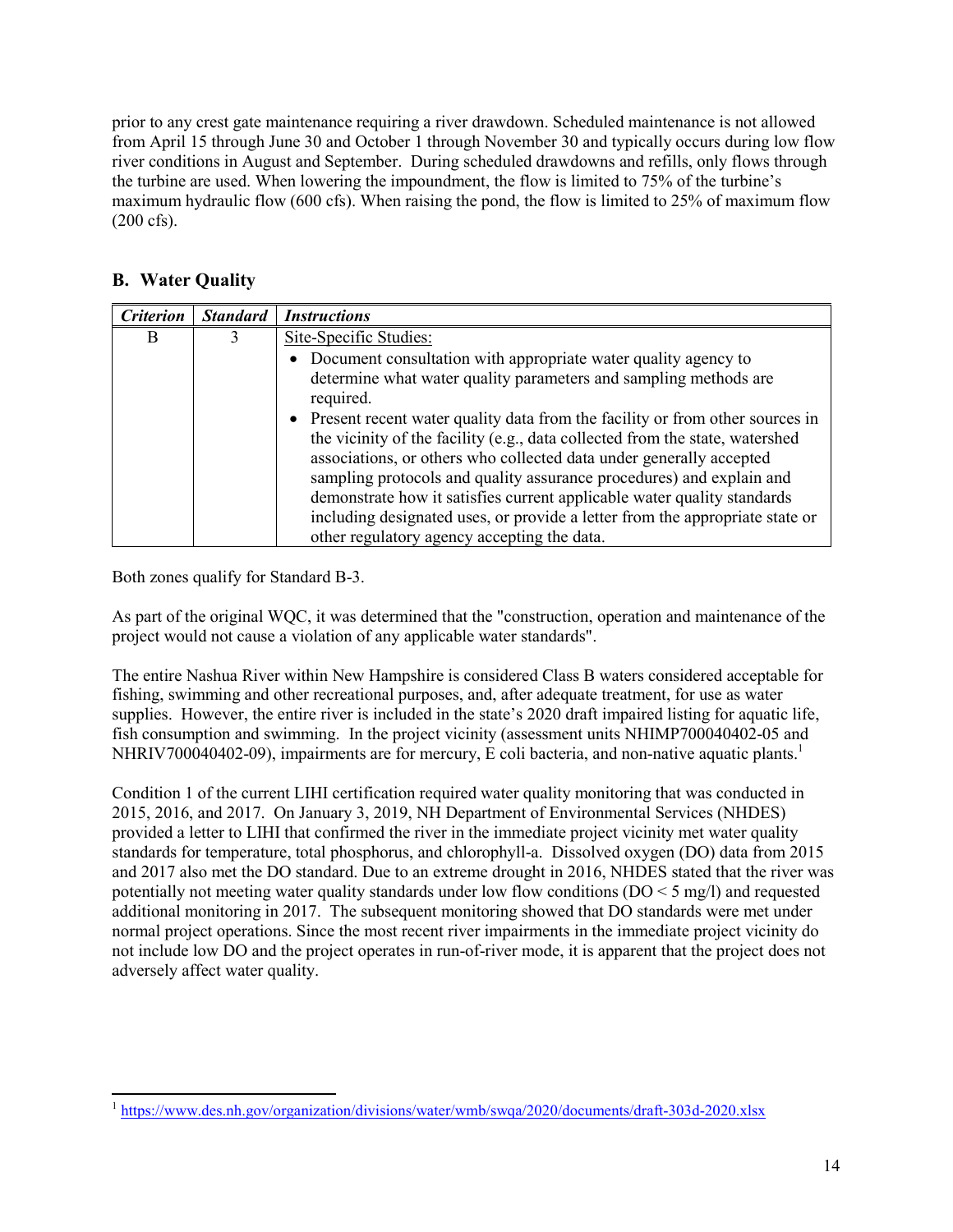prior to any crest gate maintenance requiring a river drawdown. Scheduled maintenance is not allowed from April 15 through June 30 and October 1 through November 30 and typically occurs during low flow river conditions in August and September. During scheduled drawdowns and refills, only flows through the turbine are used. When lowering the impoundment, the flow is limited to 75% of the turbine's maximum hydraulic flow (600 cfs). When raising the pond, the flow is limited to 25% of maximum flow (200 cfs).

## B. Water Quality

| *Criterion* | *Standard* | *Instructions* |
|---|---|---|
| B | 3 | Site-Specific Studies:<br>• Document consultation with appropriate water quality agency to determine what water quality parameters and sampling methods are required.<br>• Present recent water quality data from the facility or from other sources in the vicinity of the facility (e.g., data collected from the state, watershed associations, or others who collected data under generally accepted sampling protocols and quality assurance procedures) and explain and demonstrate how it satisfies current applicable water quality standards including designated uses, or provide a letter from the appropriate state or other regulatory agency accepting the data. |

Both zones qualify for Standard B-3.

As part of the original WQC, it was determined that the "construction, operation and maintenance of the project would not cause a violation of any applicable water standards".

The entire Nashua River within New Hampshire is considered Class B waters considered acceptable for fishing, swimming and other recreational purposes, and, after adequate treatment, for use as water supplies. However, the entire river is included in the state's 2020 draft impaired listing for aquatic life, fish consumption and swimming. In the project vicinity (assessment units NHIMP700040402-05 and NHRIV700040402-09), impairments are for mercury, E coli bacteria, and non-native aquatic plants.[1]

Condition 1 of the current LIHI certification required water quality monitoring that was conducted in 2015, 2016, and 2017. On January 3, 2019, NH Department of Environmental Services (NHDES) provided a letter to LIHI that confirmed the river in the immediate project vicinity met water quality standards for temperature, total phosphorus, and chlorophyll-a. Dissolved oxygen (DO) data from 2015 and 2017 also met the DO standard. Due to an extreme drought in 2016, NHDES stated that the river was potentially not meeting water quality standards under low flow conditions (DO < 5 mg/l) and requested additional monitoring in 2017. The subsequent monitoring showed that DO standards were met under normal project operations. Since the most recent river impairments in the immediate project vicinity do not include low DO and the project operates in run-of-river mode, it is apparent that the project does not adversely affect water quality.

[1] https://www.des.nh.gov/organization/divisions/water/wmb/swqa/2020/documents/draft-303d-2020.xlsx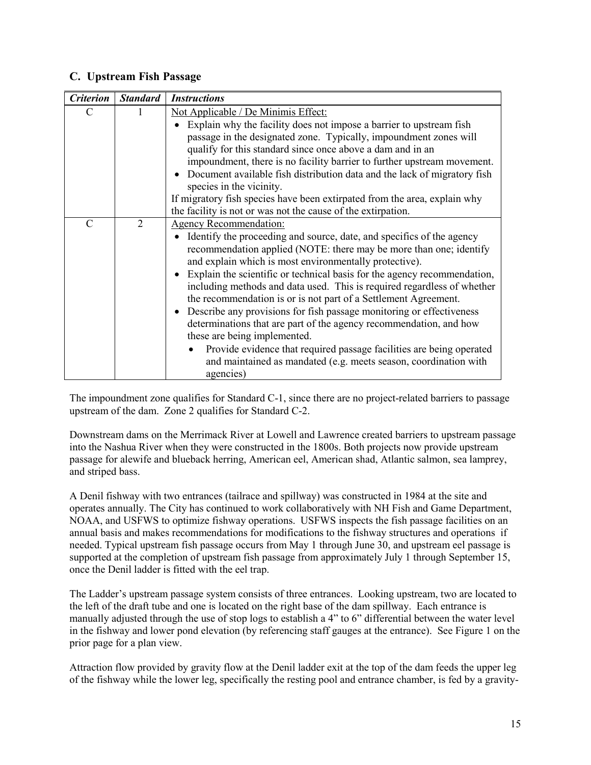## C. Upstream Fish Passage

| *Criterion* | *Standard* | *Instructions* |
|---|---|---|
| C | 1 | Not Applicable / De Minimis Effect:<br>• Explain why the facility does not impose a barrier to upstream fish passage in the designated zone. Typically, impoundment zones will qualify for this standard since once above a dam and in an impoundment, there is no facility barrier to further upstream movement.<br>• Document available fish distribution data and the lack of migratory fish species in the vicinity.<br>If migratory fish species have been extirpated from the area, explain why the facility is not or was not the cause of the extirpation. |
| C | 2 | Agency Recommendation:<br>• Identify the proceeding and source, date, and specifics of the agency recommendation applied (NOTE: there may be more than one; identify and explain which is most environmentally protective).<br>• Explain the scientific or technical basis for the agency recommendation, including methods and data used. This is required regardless of whether the recommendation is or is not part of a Settlement Agreement.<br>• Describe any provisions for fish passage monitoring or effectiveness determinations that are part of the agency recommendation, and how these are being implemented.<br>  • Provide evidence that required passage facilities are being operated and maintained as mandated (e.g. meets season, coordination with agencies) |

The impoundment zone qualifies for Standard C-1, since there are no project-related barriers to passage upstream of the dam. Zone 2 qualifies for Standard C-2.

Downstream dams on the Merrimack River at Lowell and Lawrence created barriers to upstream passage into the Nashua River when they were constructed in the 1800s. Both projects now provide upstream passage for alewife and blueback herring, American eel, American shad, Atlantic salmon, sea lamprey, and striped bass.

A Denil fishway with two entrances (tailrace and spillway) was constructed in 1984 at the site and operates annually. The City has continued to work collaboratively with NH Fish and Game Department, NOAA, and USFWS to optimize fishway operations. USFWS inspects the fish passage facilities on an annual basis and makes recommendations for modifications to the fishway structures and operations if needed. Typical upstream fish passage occurs from May 1 through June 30, and upstream eel passage is supported at the completion of upstream fish passage from approximately July 1 through September 15, once the Denil ladder is fitted with the eel trap.

The Ladder's upstream passage system consists of three entrances. Looking upstream, two are located to the left of the draft tube and one is located on the right base of the dam spillway. Each entrance is manually adjusted through the use of stop logs to establish a 4" to 6" differential between the water level in the fishway and lower pond elevation (by referencing staff gauges at the entrance). See Figure 1 on the prior page for a plan view.

Attraction flow provided by gravity flow at the Denil ladder exit at the top of the dam feeds the upper leg of the fishway while the lower leg, specifically the resting pool and entrance chamber, is fed by a gravity-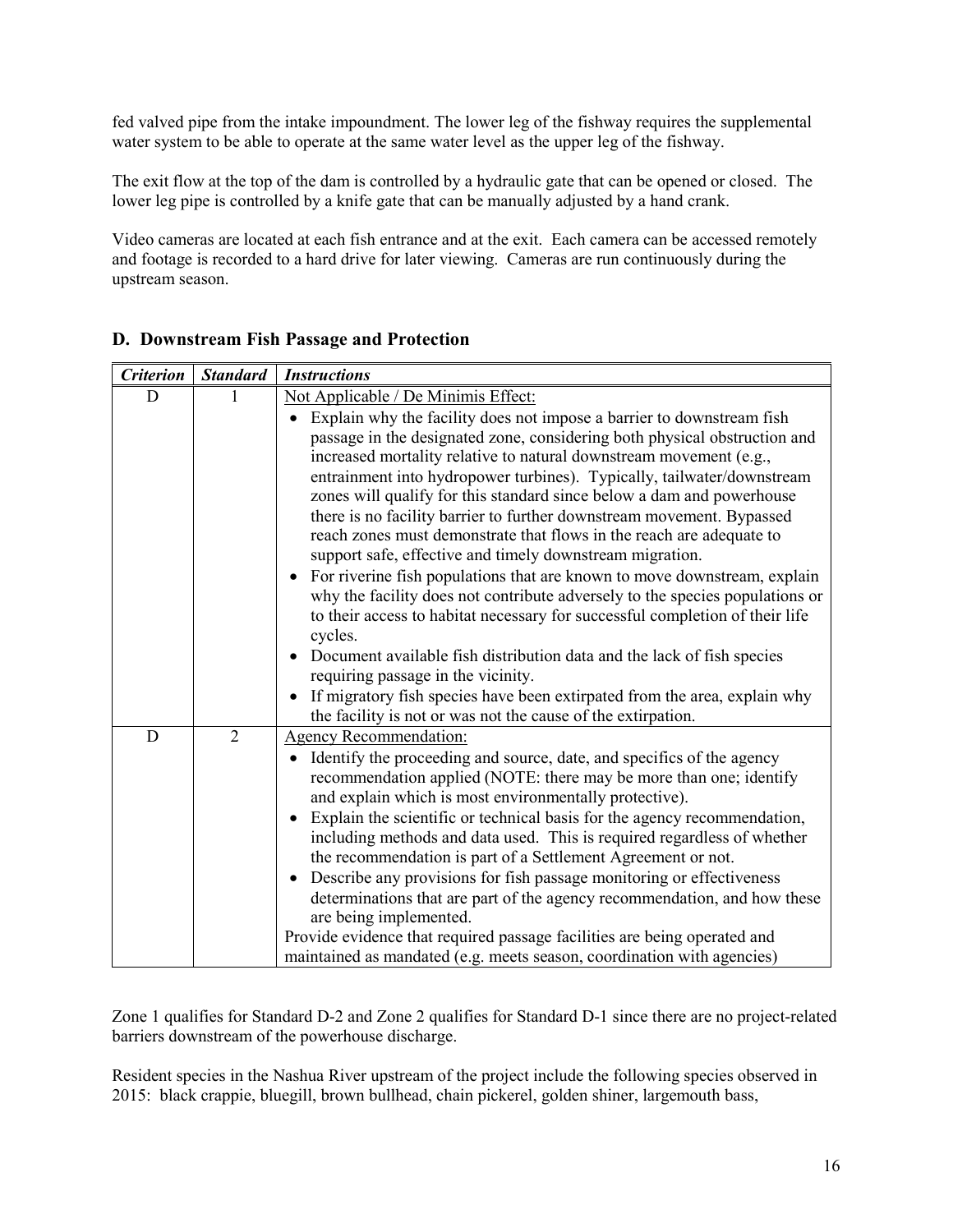fed valved pipe from the intake impoundment. The lower leg of the fishway requires the supplemental water system to be able to operate at the same water level as the upper leg of the fishway.

The exit flow at the top of the dam is controlled by a hydraulic gate that can be opened or closed. The lower leg pipe is controlled by a knife gate that can be manually adjusted by a hand crank.

Video cameras are located at each fish entrance and at the exit. Each camera can be accessed remotely and footage is recorded to a hard drive for later viewing. Cameras are run continuously during the upstream season.

## D. Downstream Fish Passage and Protection

| ***Criterion*** | ***Standard*** | ***Instructions*** |
|---|---|---|
| D | 1 | Not Applicable / De Minimis Effect:<br>• Explain why the facility does not impose a barrier to downstream fish passage in the designated zone, considering both physical obstruction and increased mortality relative to natural downstream movement (e.g., entrainment into hydropower turbines). Typically, tailwater/downstream zones will qualify for this standard since below a dam and powerhouse there is no facility barrier to further downstream movement. Bypassed reach zones must demonstrate that flows in the reach are adequate to support safe, effective and timely downstream migration.<br>• For riverine fish populations that are known to move downstream, explain why the facility does not contribute adversely to the species populations or to their access to habitat necessary for successful completion of their life cycles.<br>• Document available fish distribution data and the lack of fish species requiring passage in the vicinity.<br>• If migratory fish species have been extirpated from the area, explain why the facility is not or was not the cause of the extirpation. |
| D | 2 | Agency Recommendation:<br>• Identify the proceeding and source, date, and specifics of the agency recommendation applied (NOTE: there may be more than one; identify and explain which is most environmentally protective).<br>• Explain the scientific or technical basis for the agency recommendation, including methods and data used. This is required regardless of whether the recommendation is part of a Settlement Agreement or not.<br>• Describe any provisions for fish passage monitoring or effectiveness determinations that are part of the agency recommendation, and how these are being implemented.<br>Provide evidence that required passage facilities are being operated and maintained as mandated (e.g. meets season, coordination with agencies) |

Zone 1 qualifies for Standard D-2 and Zone 2 qualifies for Standard D-1 since there are no project-related barriers downstream of the powerhouse discharge.

Resident species in the Nashua River upstream of the project include the following species observed in 2015: black crappie, bluegill, brown bullhead, chain pickerel, golden shiner, largemouth bass,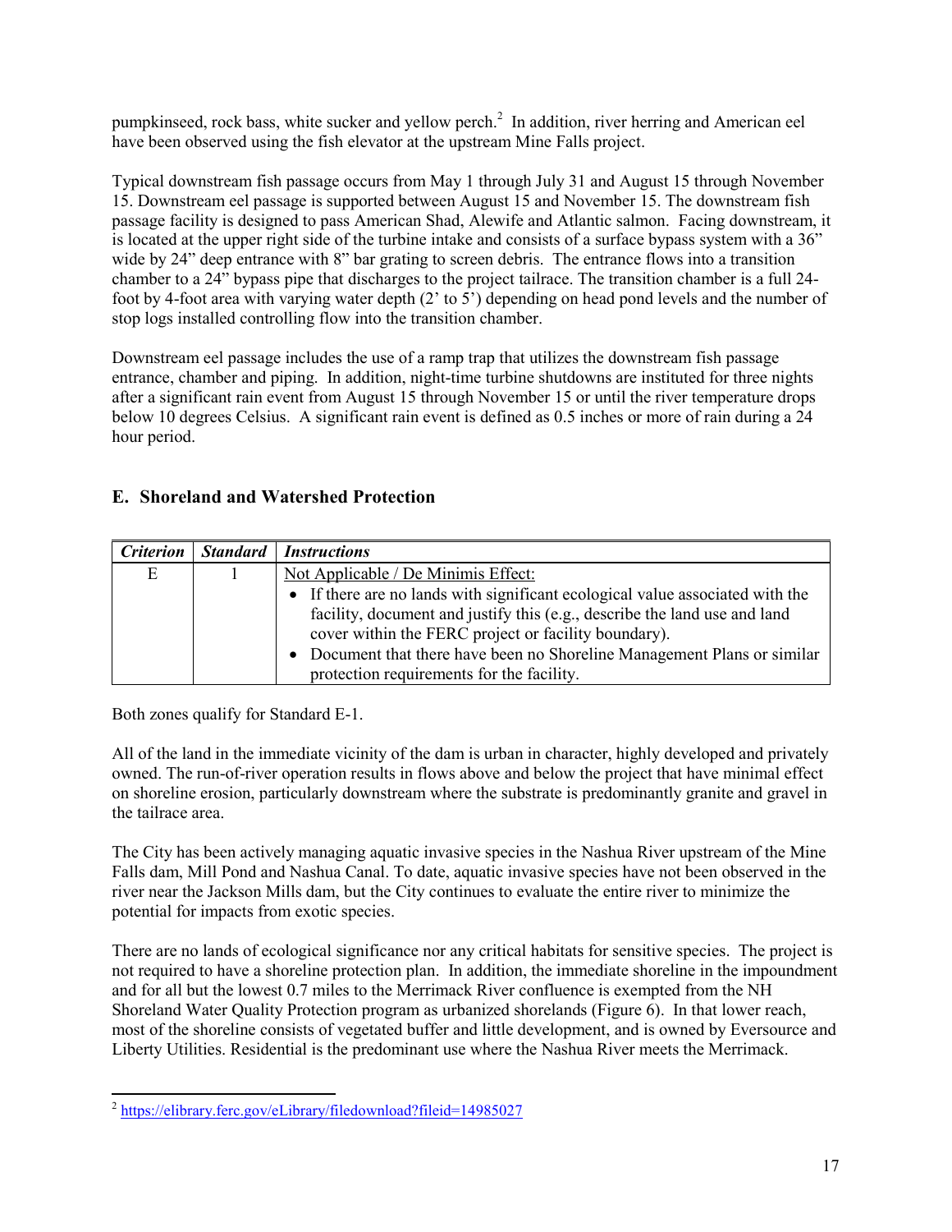pumpkinseed, rock bass, white sucker and yellow perch.[2] In addition, river herring and American eel have been observed using the fish elevator at the upstream Mine Falls project.

Typical downstream fish passage occurs from May 1 through July 31 and August 15 through November 15. Downstream eel passage is supported between August 15 and November 15. The downstream fish passage facility is designed to pass American Shad, Alewife and Atlantic salmon. Facing downstream, it is located at the upper right side of the turbine intake and consists of a surface bypass system with a 36" wide by 24" deep entrance with 8" bar grating to screen debris. The entrance flows into a transition chamber to a 24" bypass pipe that discharges to the project tailrace. The transition chamber is a full 24-foot by 4-foot area with varying water depth (2' to 5') depending on head pond levels and the number of stop logs installed controlling flow into the transition chamber.

Downstream eel passage includes the use of a ramp trap that utilizes the downstream fish passage entrance, chamber and piping. In addition, night-time turbine shutdowns are instituted for three nights after a significant rain event from August 15 through November 15 or until the river temperature drops below 10 degrees Celsius. A significant rain event is defined as 0.5 inches or more of rain during a 24 hour period.

## E. Shoreland and Watershed Protection

| *Criterion* | *Standard* | *Instructions* |
|---|---|---|
| E | 1 | Not Applicable / De Minimis Effect:<br>• If there are no lands with significant ecological value associated with the facility, document and justify this (e.g., describe the land use and land cover within the FERC project or facility boundary).<br>• Document that there have been no Shoreline Management Plans or similar protection requirements for the facility. |

Both zones qualify for Standard E-1.

All of the land in the immediate vicinity of the dam is urban in character, highly developed and privately owned. The run-of-river operation results in flows above and below the project that have minimal effect on shoreline erosion, particularly downstream where the substrate is predominantly granite and gravel in the tailrace area.

The City has been actively managing aquatic invasive species in the Nashua River upstream of the Mine Falls dam, Mill Pond and Nashua Canal. To date, aquatic invasive species have not been observed in the river near the Jackson Mills dam, but the City continues to evaluate the entire river to minimize the potential for impacts from exotic species.

There are no lands of ecological significance nor any critical habitats for sensitive species. The project is not required to have a shoreline protection plan. In addition, the immediate shoreline in the impoundment and for all but the lowest 0.7 miles to the Merrimack River confluence is exempted from the NH Shoreland Water Quality Protection program as urbanized shorelands (Figure 6). In that lower reach, most of the shoreline consists of vegetated buffer and little development, and is owned by Eversource and Liberty Utilities. Residential is the predominant use where the Nashua River meets the Merrimack.

[2] https://elibrary.ferc.gov/eLibrary/filedownload?fileid=14985027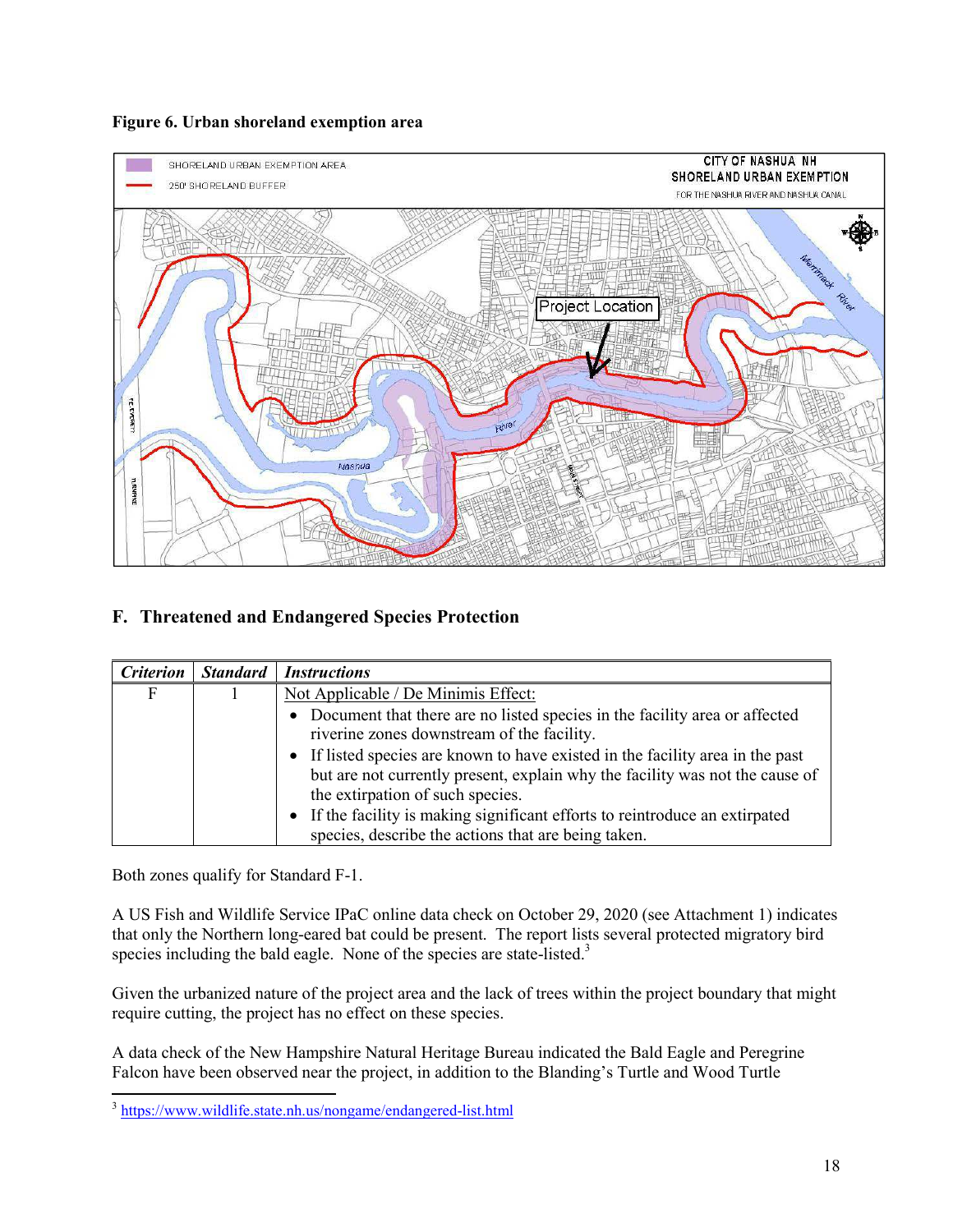**Figure 6. Urban shoreland exemption area**

## F. Threatened and Endangered Species Protection

| *Criterion* | *Standard* | *Instructions* |
|---|---|---|
| F | 1 | Not Applicable / De Minimis Effect:<br>• Document that there are no listed species in the facility area or affected riverine zones downstream of the facility.<br>• If listed species are known to have existed in the facility area in the past but are not currently present, explain why the facility was not the cause of the extirpation of such species.<br>• If the facility is making significant efforts to reintroduce an extirpated species, describe the actions that are being taken. |

Both zones qualify for Standard F-1.

A US Fish and Wildlife Service IPaC online data check on October 29, 2020 (see Attachment 1) indicates that only the Northern long-eared bat could be present. The report lists several protected migratory bird species including the bald eagle. None of the species are state-listed.[3]

Given the urbanized nature of the project area and the lack of trees within the project boundary that might require cutting, the project has no effect on these species.

A data check of the New Hampshire Natural Heritage Bureau indicated the Bald Eagle and Peregrine Falcon have been observed near the project, in addition to the Blanding's Turtle and Wood Turtle

[3] https://www.wildlife.state.nh.us/nongame/endangered-list.html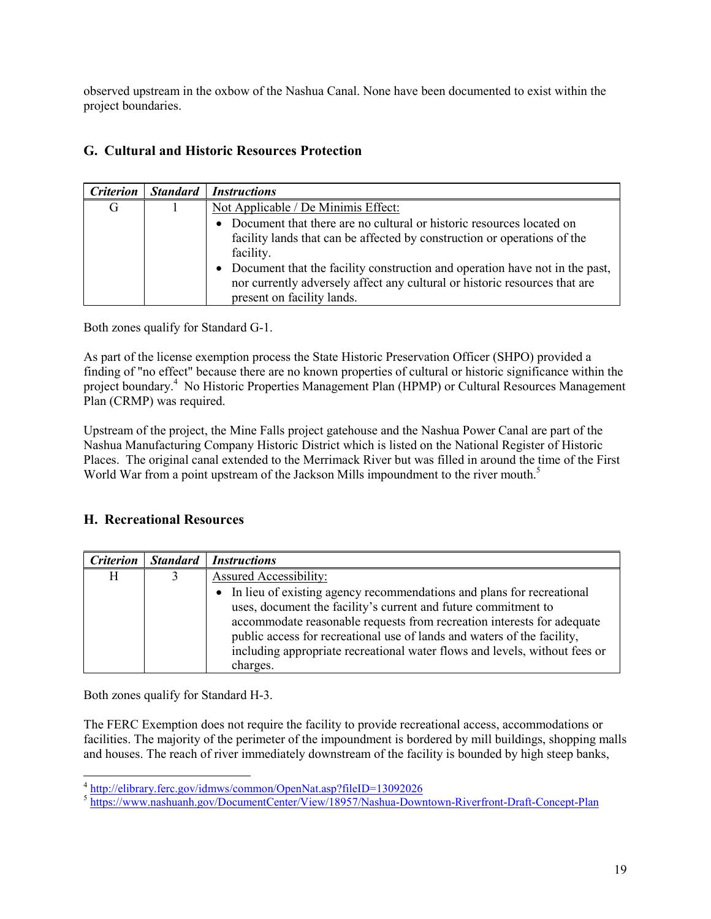observed upstream in the oxbow of the Nashua Canal. None have been documented to exist within the project boundaries.

## G. Cultural and Historic Resources Protection

| *Criterion* | *Standard* | *Instructions* |
|---|---|---|
| G | 1 | Not Applicable / De Minimis Effect:<br>• Document that there are no cultural or historic resources located on facility lands that can be affected by construction or operations of the facility.<br>• Document that the facility construction and operation have not in the past, nor currently adversely affect any cultural or historic resources that are present on facility lands. |

Both zones qualify for Standard G-1.

As part of the license exemption process the State Historic Preservation Officer (SHPO) provided a finding of "no effect" because there are no known properties of cultural or historic significance within the project boundary.[4] No Historic Properties Management Plan (HPMP) or Cultural Resources Management Plan (CRMP) was required.

Upstream of the project, the Mine Falls project gatehouse and the Nashua Power Canal are part of the Nashua Manufacturing Company Historic District which is listed on the National Register of Historic Places. The original canal extended to the Merrimack River but was filled in around the time of the First World War from a point upstream of the Jackson Mills impoundment to the river mouth.[5]

## H. Recreational Resources

| *Criterion* | *Standard* | *Instructions* |
|---|---|---|
| H | 3 | Assured Accessibility:<br>• In lieu of existing agency recommendations and plans for recreational uses, document the facility's current and future commitment to accommodate reasonable requests from recreation interests for adequate public access for recreational use of lands and waters of the facility, including appropriate recreational water flows and levels, without fees or charges. |

Both zones qualify for Standard H-3.

The FERC Exemption does not require the facility to provide recreational access, accommodations or facilities. The majority of the perimeter of the impoundment is bordered by mill buildings, shopping malls and houses. The reach of river immediately downstream of the facility is bounded by high steep banks,

---

[4] http://elibrary.ferc.gov/idmws/common/OpenNat.asp?fileID=13092026

[5] https://www.nashuanh.gov/DocumentCenter/View/18957/Nashua-Downtown-Riverfront-Draft-Concept-Plan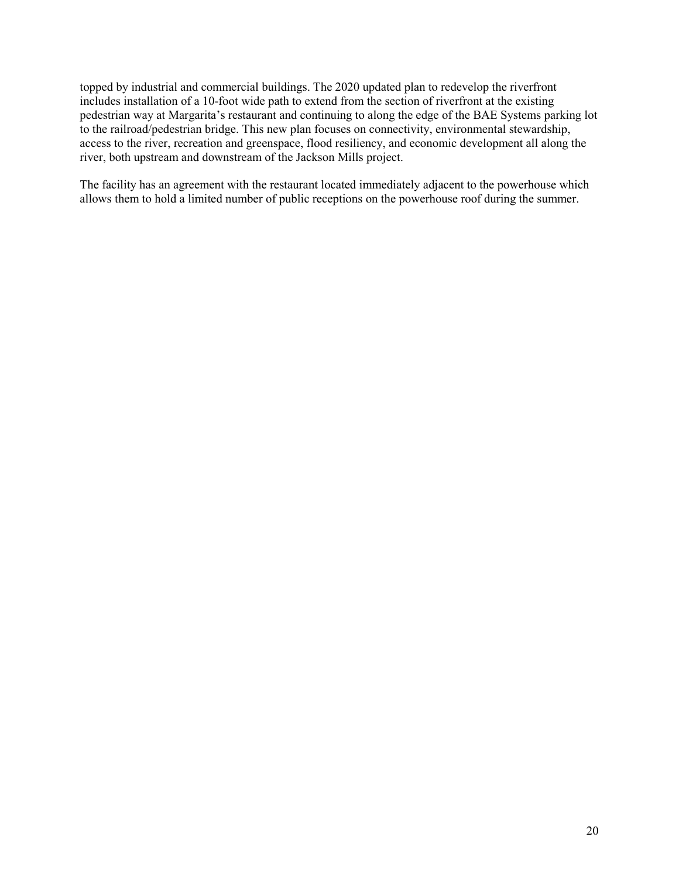topped by industrial and commercial buildings. The 2020 updated plan to redevelop the riverfront includes installation of a 10-foot wide path to extend from the section of riverfront at the existing pedestrian way at Margarita's restaurant and continuing to along the edge of the BAE Systems parking lot to the railroad/pedestrian bridge. This new plan focuses on connectivity, environmental stewardship, access to the river, recreation and greenspace, flood resiliency, and economic development all along the river, both upstream and downstream of the Jackson Mills project.

The facility has an agreement with the restaurant located immediately adjacent to the powerhouse which allows them to hold a limited number of public receptions on the powerhouse roof during the summer.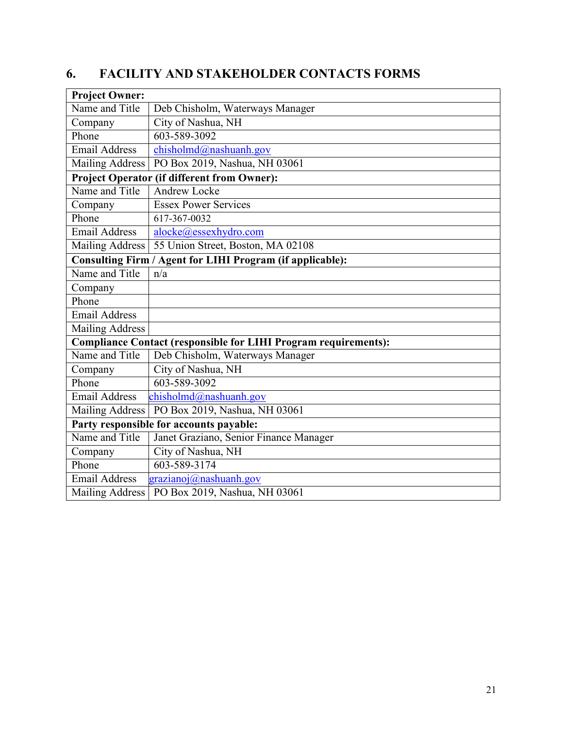## 6. FACILITY AND STAKEHOLDER CONTACTS FORMS

| **Project Owner:** | |
|---|---|
| Name and Title | Deb Chisholm, Waterways Manager |
| Company | City of Nashua, NH |
| Phone | 603-589-3092 |
| Email Address | chisholmd@nashuanh.gov |
| Mailing Address | PO Box 2019, Nashua, NH 03061 |
| **Project Operator (if different from Owner):** | |
| Name and Title | Andrew Locke |
| Company | Essex Power Services |
| Phone | 617-367-0032 |
| Email Address | alocke@essexhydro.com |
| Mailing Address | 55 Union Street, Boston, MA 02108 |
| **Consulting Firm / Agent for LIHI Program (if applicable):** | |
| Name and Title | n/a |
| Company | |
| Phone | |
| Email Address | |
| Mailing Address | |
| **Compliance Contact (responsible for LIHI Program requirements):** | |
| Name and Title | Deb Chisholm, Waterways Manager |
| Company | City of Nashua, NH |
| Phone | 603-589-3092 |
| Email Address | chisholmd@nashuanh.gov |
| Mailing Address | PO Box 2019, Nashua, NH 03061 |
| **Party responsible for accounts payable:** | |
| Name and Title | Janet Graziano, Senior Finance Manager |
| Company | City of Nashua, NH |
| Phone | 603-589-3174 |
| Email Address | grazianoj@nashuanh.gov |
| Mailing Address | PO Box 2019, Nashua, NH 03061 |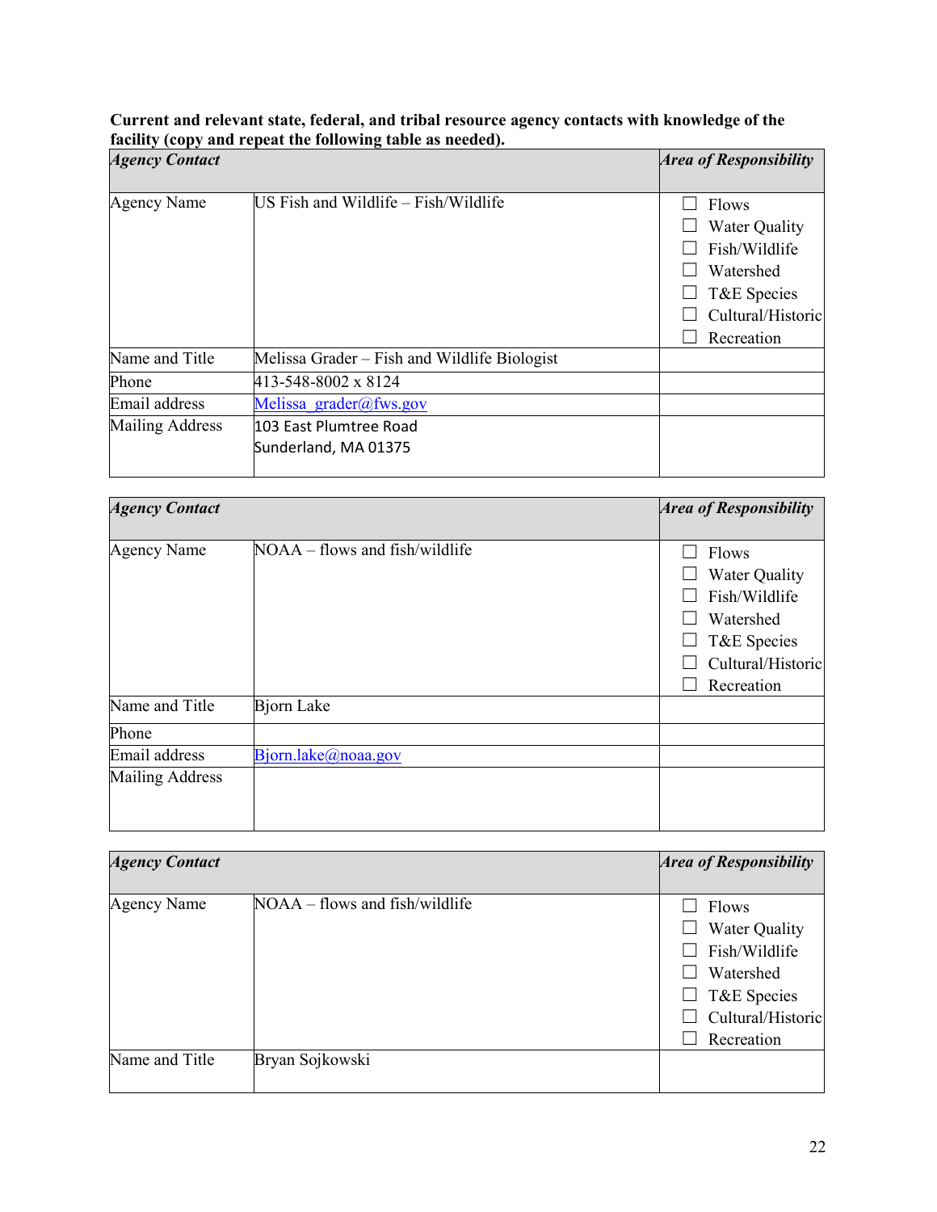**Current and relevant state, federal, and tribal resource agency contacts with knowledge of the facility (copy and repeat the following table as needed).**

| ***Agency Contact*** | | ***Area of Responsibility*** |
|---|---|---|
| Agency Name | US Fish and Wildlife – Fish/Wildlife | ☐ Flows<br>☐ Water Quality<br>☐ Fish/Wildlife<br>☐ Watershed<br>☐ T&E Species<br>☐ Cultural/Historic<br>☐ Recreation |
| Name and Title | Melissa Grader – Fish and Wildlife Biologist | |
| Phone | 413-548-8002 x 8124 | |
| Email address | Melissa_grader@fws.gov | |
| Mailing Address | 103 East Plumtree Road<br>Sunderland, MA 01375 | |

| ***Agency Contact*** | | ***Area of Responsibility*** |
|---|---|---|
| Agency Name | NOAA – flows and fish/wildlife | ☐ Flows<br>☐ Water Quality<br>☐ Fish/Wildlife<br>☐ Watershed<br>☐ T&E Species<br>☐ Cultural/Historic<br>☐ Recreation |
| Name and Title | Bjorn Lake | |
| Phone | | |
| Email address | Bjorn.lake@noaa.gov | |
| Mailing Address | | |

| ***Agency Contact*** | | ***Area of Responsibility*** |
|---|---|---|
| Agency Name | NOAA – flows and fish/wildlife | ☐ Flows<br>☐ Water Quality<br>☐ Fish/Wildlife<br>☐ Watershed<br>☐ T&E Species<br>☐ Cultural/Historic<br>☐ Recreation |
| Name and Title | Bryan Sojkowski | |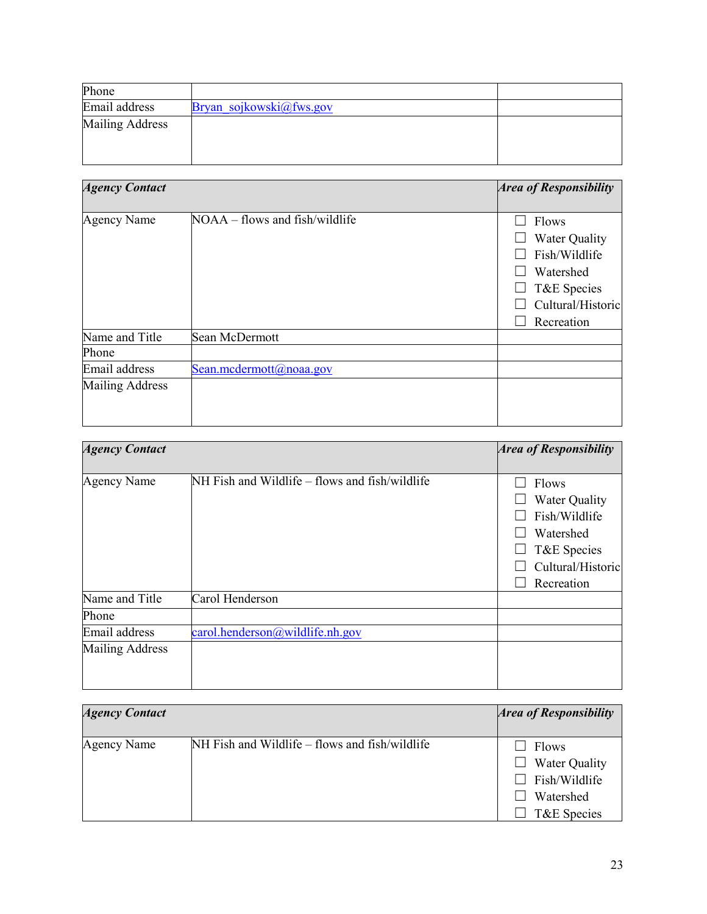| Phone | | |
|---|---|---|
| Email address | Bryan_sojkowski@fws.gov | |
| Mailing Address | | |

| *Agency Contact* | | *Area of Responsibility* |
|---|---|---|
| Agency Name | NOAA – flows and fish/wildlife | ☐ Flows<br>☐ Water Quality<br>☐ Fish/Wildlife<br>☐ Watershed<br>☐ T&E Species<br>☐ Cultural/Historic<br>☐ Recreation |
| Name and Title | Sean McDermott | |
| Phone | | |
| Email address | Sean.mcdermott@noaa.gov | |
| Mailing Address | | |

| *Agency Contact* | | *Area of Responsibility* |
|---|---|---|
| Agency Name | NH Fish and Wildlife – flows and fish/wildlife | ☐ Flows<br>☐ Water Quality<br>☐ Fish/Wildlife<br>☐ Watershed<br>☐ T&E Species<br>☐ Cultural/Historic<br>☐ Recreation |
| Name and Title | Carol Henderson | |
| Phone | | |
| Email address | carol.henderson@wildlife.nh.gov | |
| Mailing Address | | |

| *Agency Contact* | | *Area of Responsibility* |
|---|---|---|
| Agency Name | NH Fish and Wildlife – flows and fish/wildlife | ☐ Flows<br>☐ Water Quality<br>☐ Fish/Wildlife<br>☐ Watershed<br>☐ T&E Species |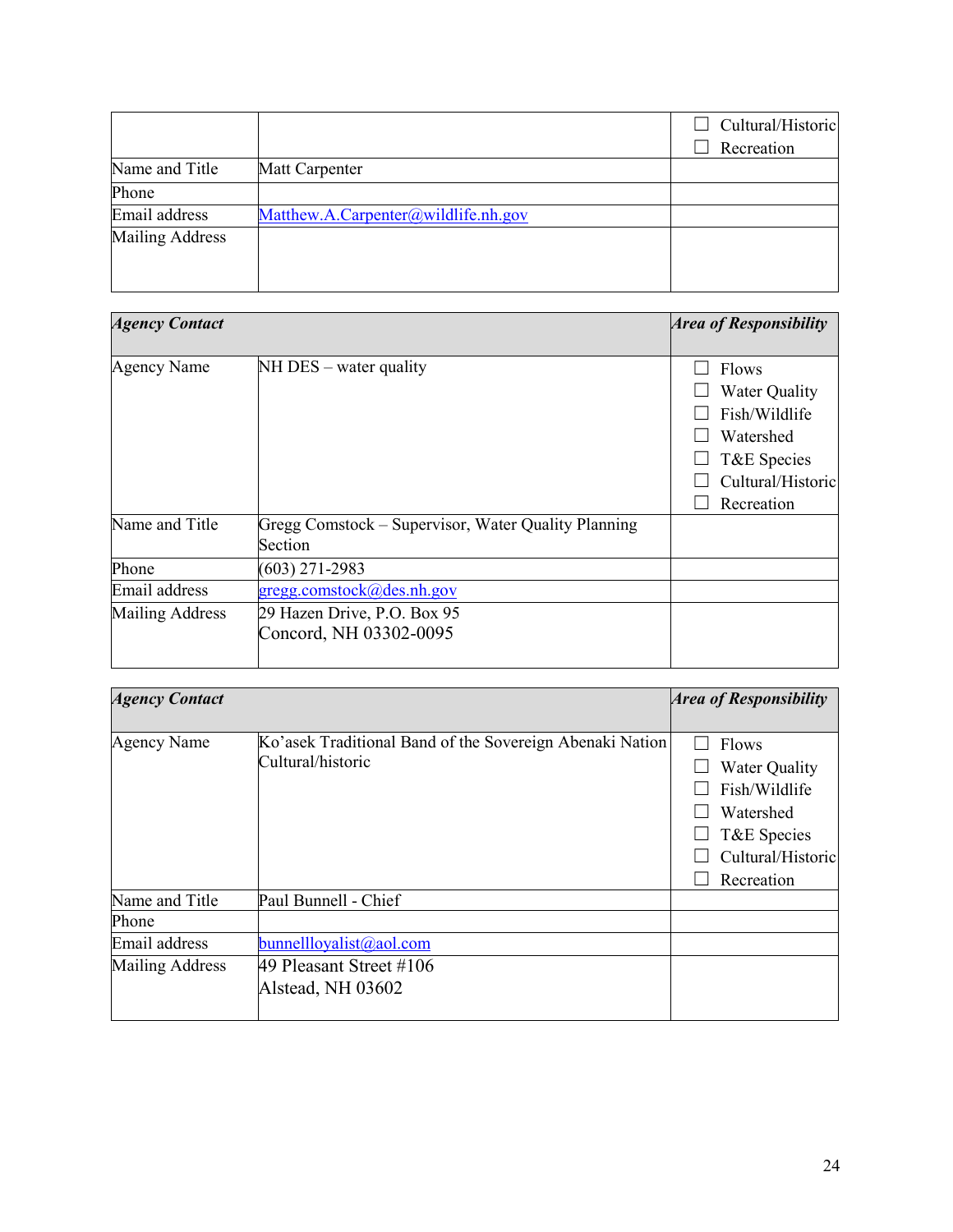| | | ☐ Cultural/Historic<br>☐ Recreation |
|---|---|---|
| Name and Title | Matt Carpenter | |
| Phone | | |
| Email address | Matthew.A.Carpenter@wildlife.nh.gov | |
| Mailing Address | | |

| ***Agency Contact*** | | ***Area of Responsibility*** |
|---|---|---|
| Agency Name | NH DES – water quality | ☐ Flows<br>☐ Water Quality<br>☐ Fish/Wildlife<br>☐ Watershed<br>☐ T&E Species<br>☐ Cultural/Historic<br>☐ Recreation |
| Name and Title | Gregg Comstock – Supervisor, Water Quality Planning Section | |
| Phone | (603) 271-2983 | |
| Email address | gregg.comstock@des.nh.gov | |
| Mailing Address | 29 Hazen Drive, P.O. Box 95<br>Concord, NH 03302-0095 | |

| ***Agency Contact*** | | ***Area of Responsibility*** |
|---|---|---|
| Agency Name | Ko'asek Traditional Band of the Sovereign Abenaki Nation Cultural/historic | ☐ Flows<br>☐ Water Quality<br>☐ Fish/Wildlife<br>☐ Watershed<br>☐ T&E Species<br>☐ Cultural/Historic<br>☐ Recreation |
| Name and Title | Paul Bunnell - Chief | |
| Phone | | |
| Email address | bunnellloyalist@aol.com | |
| Mailing Address | 49 Pleasant Street #106<br>Alstead, NH 03602 | |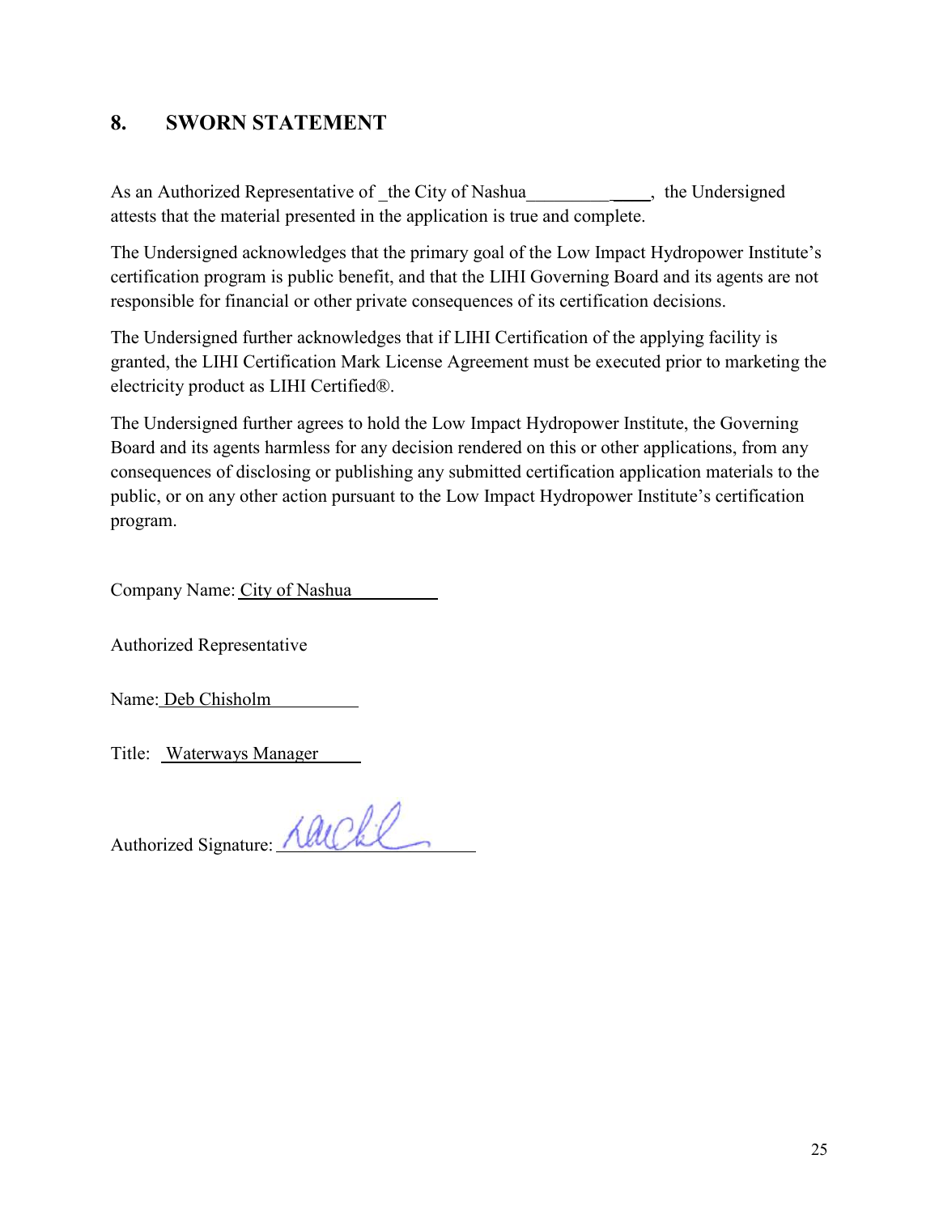## 8. SWORN STATEMENT

As an Authorized Representative of _the City of Nashua______________, the Undersigned attests that the material presented in the application is true and complete.

The Undersigned acknowledges that the primary goal of the Low Impact Hydropower Institute's certification program is public benefit, and that the LIHI Governing Board and its agents are not responsible for financial or other private consequences of its certification decisions.

The Undersigned further acknowledges that if LIHI Certification of the applying facility is granted, the LIHI Certification Mark License Agreement must be executed prior to marketing the electricity product as LIHI Certified®.

The Undersigned further agrees to hold the Low Impact Hydropower Institute, the Governing Board and its agents harmless for any decision rendered on this or other applications, from any consequences of disclosing or publishing any submitted certification application materials to the public, or on any other action pursuant to the Low Impact Hydropower Institute's certification program.

Company Name: City of Nashua

Authorized Representative

Name: Deb Chisholm

Title: Waterways Manager

Authorized Signature: ____________________